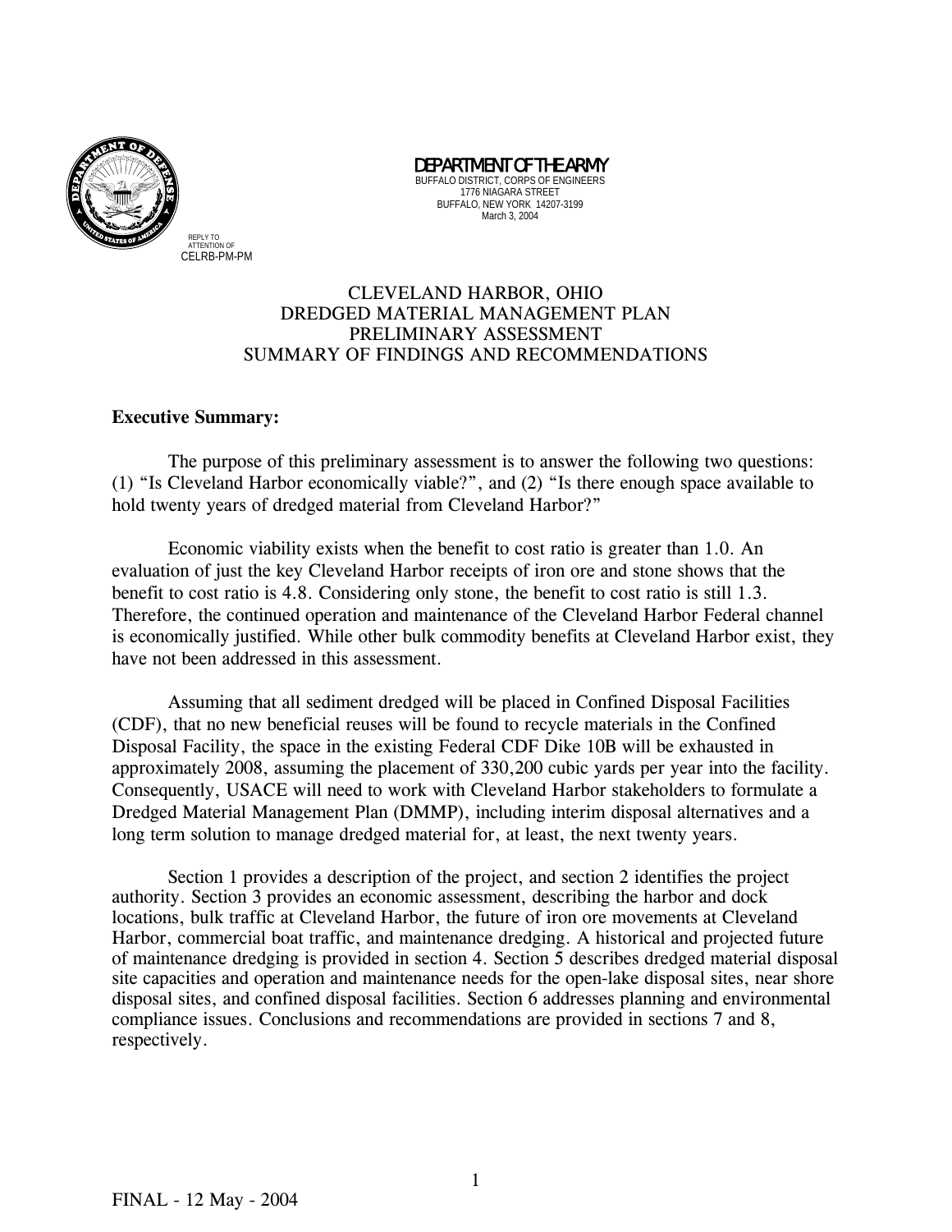DEPARTMENT OF THE ARMY
BUFFALO DISTRICT, CORPS OF ENGINEERS
1776 NIAGARA STREET
BUFFALO, NEW YORK 14207-3199
March 3, 2004

REPLY TO
ATTENTION OF
CELRB-PM-PM

# CLEVELAND HARBOR, OHIO
# DREDGED MATERIAL MANAGEMENT PLAN
# PRELIMINARY ASSESSMENT
# SUMMARY OF FINDINGS AND RECOMMENDATIONS

**Executive Summary:**

The purpose of this preliminary assessment is to answer the following two questions: (1) "Is Cleveland Harbor economically viable?", and (2) "Is there enough space available to hold twenty years of dredged material from Cleveland Harbor?"

Economic viability exists when the benefit to cost ratio is greater than 1.0. An evaluation of just the key Cleveland Harbor receipts of iron ore and stone shows that the benefit to cost ratio is 4.8. Considering only stone, the benefit to cost ratio is still 1.3. Therefore, the continued operation and maintenance of the Cleveland Harbor Federal channel is economically justified. While other bulk commodity benefits at Cleveland Harbor exist, they have not been addressed in this assessment.

Assuming that all sediment dredged will be placed in Confined Disposal Facilities (CDF), that no new beneficial reuses will be found to recycle materials in the Confined Disposal Facility, the space in the existing Federal CDF Dike 10B will be exhausted in approximately 2008, assuming the placement of 330,200 cubic yards per year into the facility. Consequently, USACE will need to work with Cleveland Harbor stakeholders to formulate a Dredged Material Management Plan (DMMP), including interim disposal alternatives and a long term solution to manage dredged material for, at least, the next twenty years.

Section 1 provides a description of the project, and section 2 identifies the project authority. Section 3 provides an economic assessment, describing the harbor and dock locations, bulk traffic at Cleveland Harbor, the future of iron ore movements at Cleveland Harbor, commercial boat traffic, and maintenance dredging. A historical and projected future of maintenance dredging is provided in section 4. Section 5 describes dredged material disposal site capacities and operation and maintenance needs for the open-lake disposal sites, near shore disposal sites, and confined disposal facilities. Section 6 addresses planning and environmental compliance issues. Conclusions and recommendations are provided in sections 7 and 8, respectively.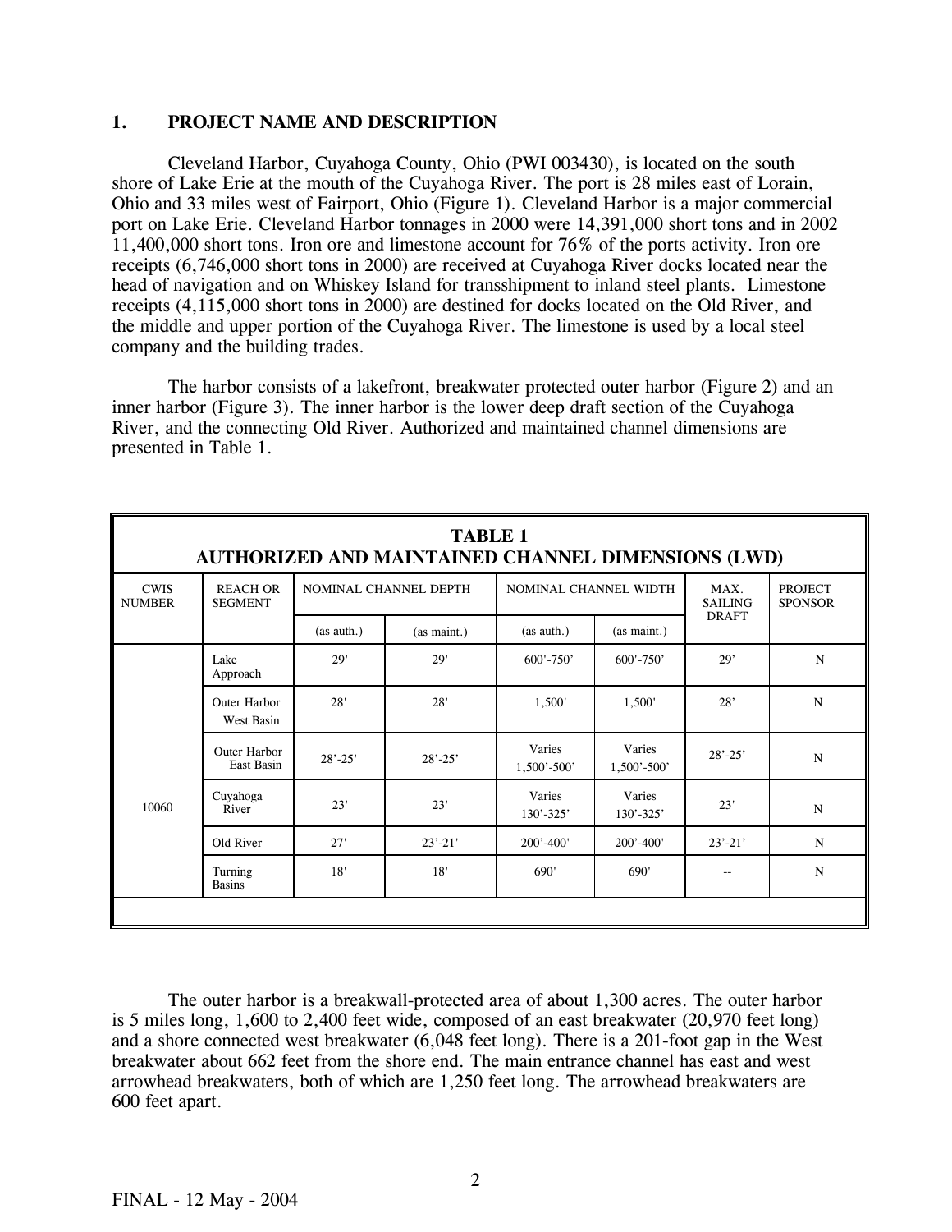## 1. PROJECT NAME AND DESCRIPTION

Cleveland Harbor, Cuyahoga County, Ohio (PWI 003430), is located on the south shore of Lake Erie at the mouth of the Cuyahoga River. The port is 28 miles east of Lorain, Ohio and 33 miles west of Fairport, Ohio (Figure 1). Cleveland Harbor is a major commercial port on Lake Erie. Cleveland Harbor tonnages in 2000 were 14,391,000 short tons and in 2002 11,400,000 short tons. Iron ore and limestone account for 76% of the ports activity. Iron ore receipts (6,746,000 short tons in 2000) are received at Cuyahoga River docks located near the head of navigation and on Whiskey Island for transshipment to inland steel plants. Limestone receipts (4,115,000 short tons in 2000) are destined for docks located on the Old River, and the middle and upper portion of the Cuyahoga River. The limestone is used by a local steel company and the building trades.

The harbor consists of a lakefront, breakwater protected outer harbor (Figure 2) and an inner harbor (Figure 3). The inner harbor is the lower deep draft section of the Cuyahoga River, and the connecting Old River. Authorized and maintained channel dimensions are presented in Table 1.

**TABLE 1**
**AUTHORIZED AND MAINTAINED CHANNEL DIMENSIONS (LWD)**

| CWIS NUMBER | REACH OR SEGMENT | NOMINAL CHANNEL DEPTH | | NOMINAL CHANNEL WIDTH | | MAX. SAILING DRAFT | PROJECT SPONSOR |
|---|---|---|---|---|---|---|---|
| | | (as auth.) | (as maint.) | (as auth.) | (as maint.) | | |
| 10060 | Lake Approach | 29' | 29' | 600'-750' | 600'-750' | 29' | N |
| | Outer Harbor West Basin | 28' | 28' | 1,500' | 1,500' | 28' | N |
| | Outer Harbor East Basin | 28'-25' | 28'-25' | Varies 1,500'-500' | Varies 1,500'-500' | 28'-25' | N |
| | Cuyahoga River | 23' | 23' | Varies 130'-325' | Varies 130'-325' | 23' | N |
| | Old River | 27' | 23'-21' | 200'-400' | 200'-400' | 23'-21' | N |
| | Turning Basins | 18' | 18' | 690' | 690' | -- | N |

The outer harbor is a breakwall-protected area of about 1,300 acres. The outer harbor is 5 miles long, 1,600 to 2,400 feet wide, composed of an east breakwater (20,970 feet long) and a shore connected west breakwater (6,048 feet long). There is a 201-foot gap in the West breakwater about 662 feet from the shore end. The main entrance channel has east and west arrowhead breakwaters, both of which are 1,250 feet long. The arrowhead breakwaters are 600 feet apart.

FINAL - 12 May - 2004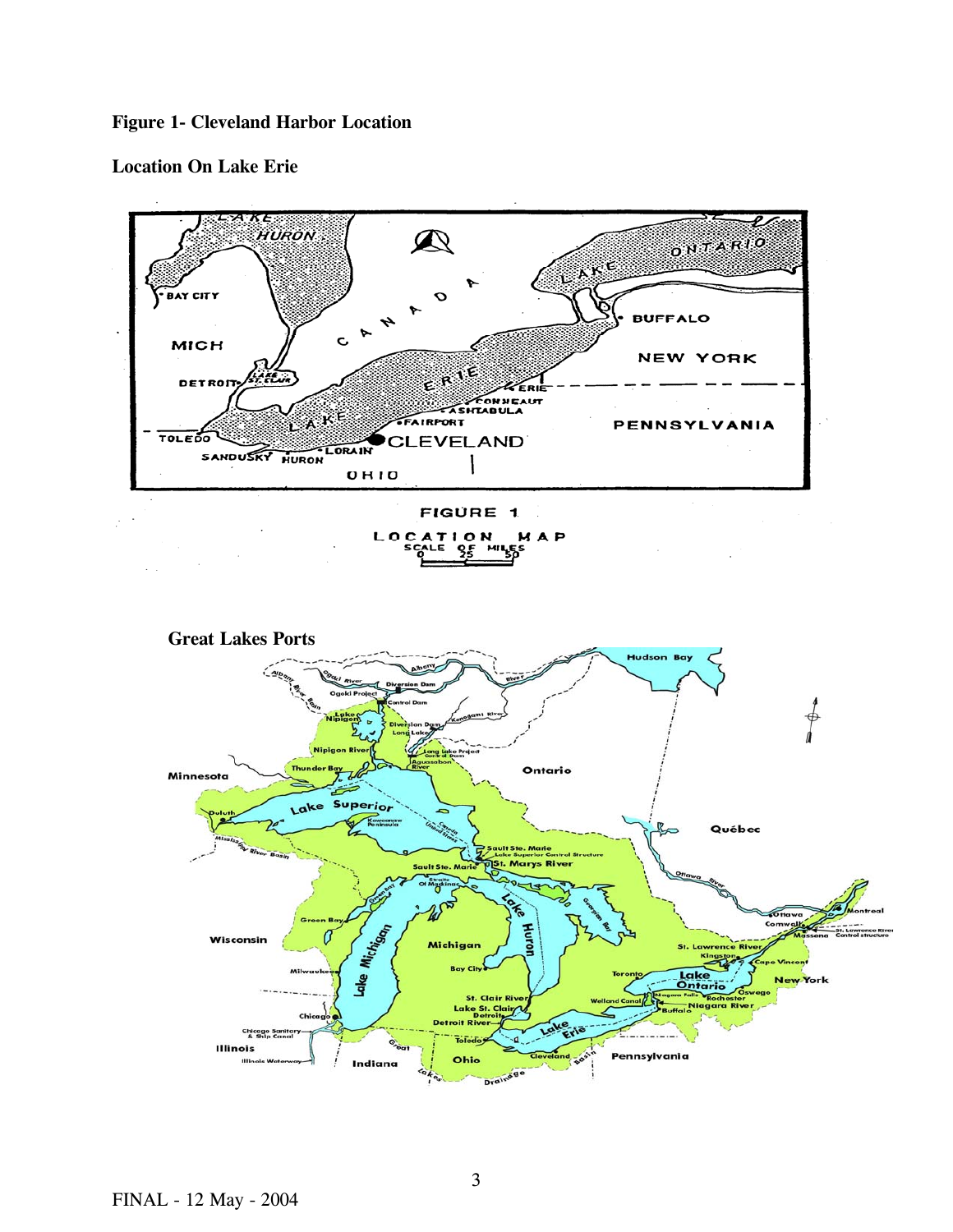**Figure 1- Cleveland Harbor Location**

**Location On Lake Erie**

**Great Lakes Ports**

FINAL - 12 May - 2004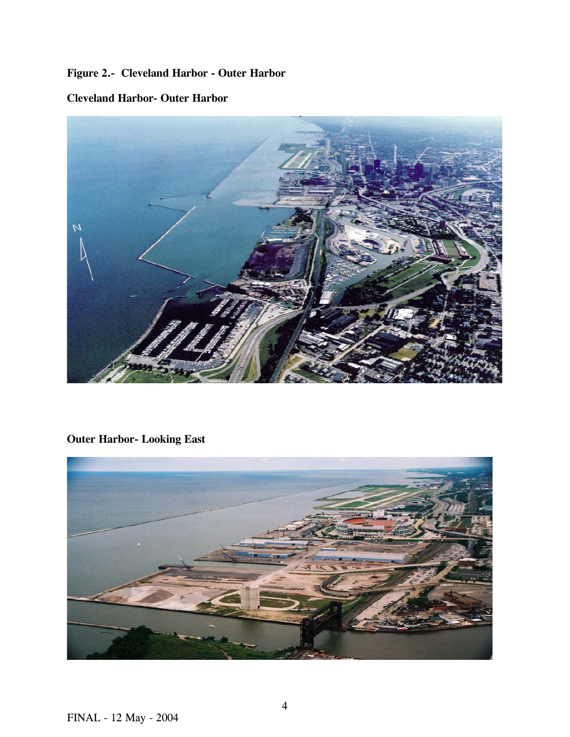**Figure 2.- Cleveland Harbor - Outer Harbor**

**Cleveland Harbor- Outer Harbor**

**Outer Harbor- Looking East**

FINAL - 12 May - 2004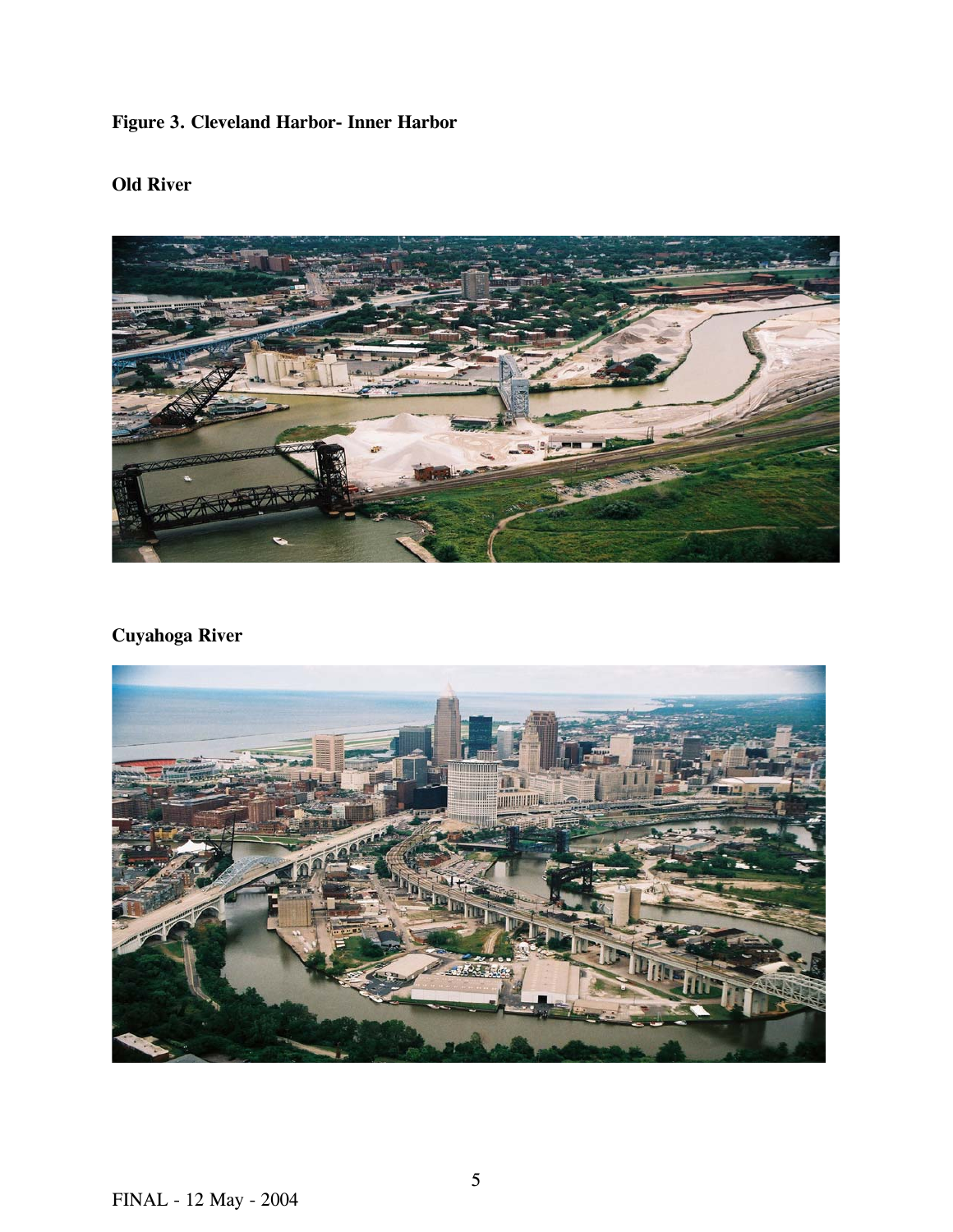**Figure 3. Cleveland Harbor- Inner Harbor**

**Old River**

**Cuyahoga River**

FINAL - 12 May - 2004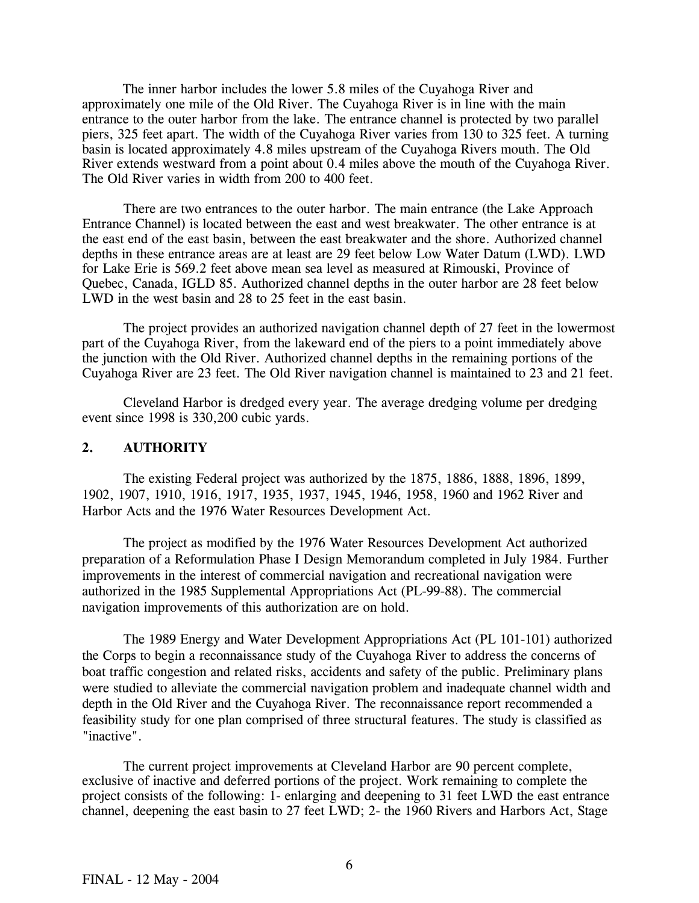The inner harbor includes the lower 5.8 miles of the Cuyahoga River and approximately one mile of the Old River. The Cuyahoga River is in line with the main entrance to the outer harbor from the lake. The entrance channel is protected by two parallel piers, 325 feet apart. The width of the Cuyahoga River varies from 130 to 325 feet. A turning basin is located approximately 4.8 miles upstream of the Cuyahoga Rivers mouth. The Old River extends westward from a point about 0.4 miles above the mouth of the Cuyahoga River. The Old River varies in width from 200 to 400 feet.

There are two entrances to the outer harbor. The main entrance (the Lake Approach Entrance Channel) is located between the east and west breakwater. The other entrance is at the east end of the east basin, between the east breakwater and the shore. Authorized channel depths in these entrance areas are at least are 29 feet below Low Water Datum (LWD). LWD for Lake Erie is 569.2 feet above mean sea level as measured at Rimouski, Province of Quebec, Canada, IGLD 85. Authorized channel depths in the outer harbor are 28 feet below LWD in the west basin and 28 to 25 feet in the east basin.

The project provides an authorized navigation channel depth of 27 feet in the lowermost part of the Cuyahoga River, from the lakeward end of the piers to a point immediately above the junction with the Old River. Authorized channel depths in the remaining portions of the Cuyahoga River are 23 feet. The Old River navigation channel is maintained to 23 and 21 feet.

Cleveland Harbor is dredged every year. The average dredging volume per dredging event since 1998 is 330,200 cubic yards.

## 2. AUTHORITY

The existing Federal project was authorized by the 1875, 1886, 1888, 1896, 1899, 1902, 1907, 1910, 1916, 1917, 1935, 1937, 1945, 1946, 1958, 1960 and 1962 River and Harbor Acts and the 1976 Water Resources Development Act.

The project as modified by the 1976 Water Resources Development Act authorized preparation of a Reformulation Phase I Design Memorandum completed in July 1984. Further improvements in the interest of commercial navigation and recreational navigation were authorized in the 1985 Supplemental Appropriations Act (PL-99-88). The commercial navigation improvements of this authorization are on hold.

The 1989 Energy and Water Development Appropriations Act (PL 101-101) authorized the Corps to begin a reconnaissance study of the Cuyahoga River to address the concerns of boat traffic congestion and related risks, accidents and safety of the public. Preliminary plans were studied to alleviate the commercial navigation problem and inadequate channel width and depth in the Old River and the Cuyahoga River. The reconnaissance report recommended a feasibility study for one plan comprised of three structural features. The study is classified as "inactive".

The current project improvements at Cleveland Harbor are 90 percent complete, exclusive of inactive and deferred portions of the project. Work remaining to complete the project consists of the following: 1- enlarging and deepening to 31 feet LWD the east entrance channel, deepening the east basin to 27 feet LWD; 2- the 1960 Rivers and Harbors Act, Stage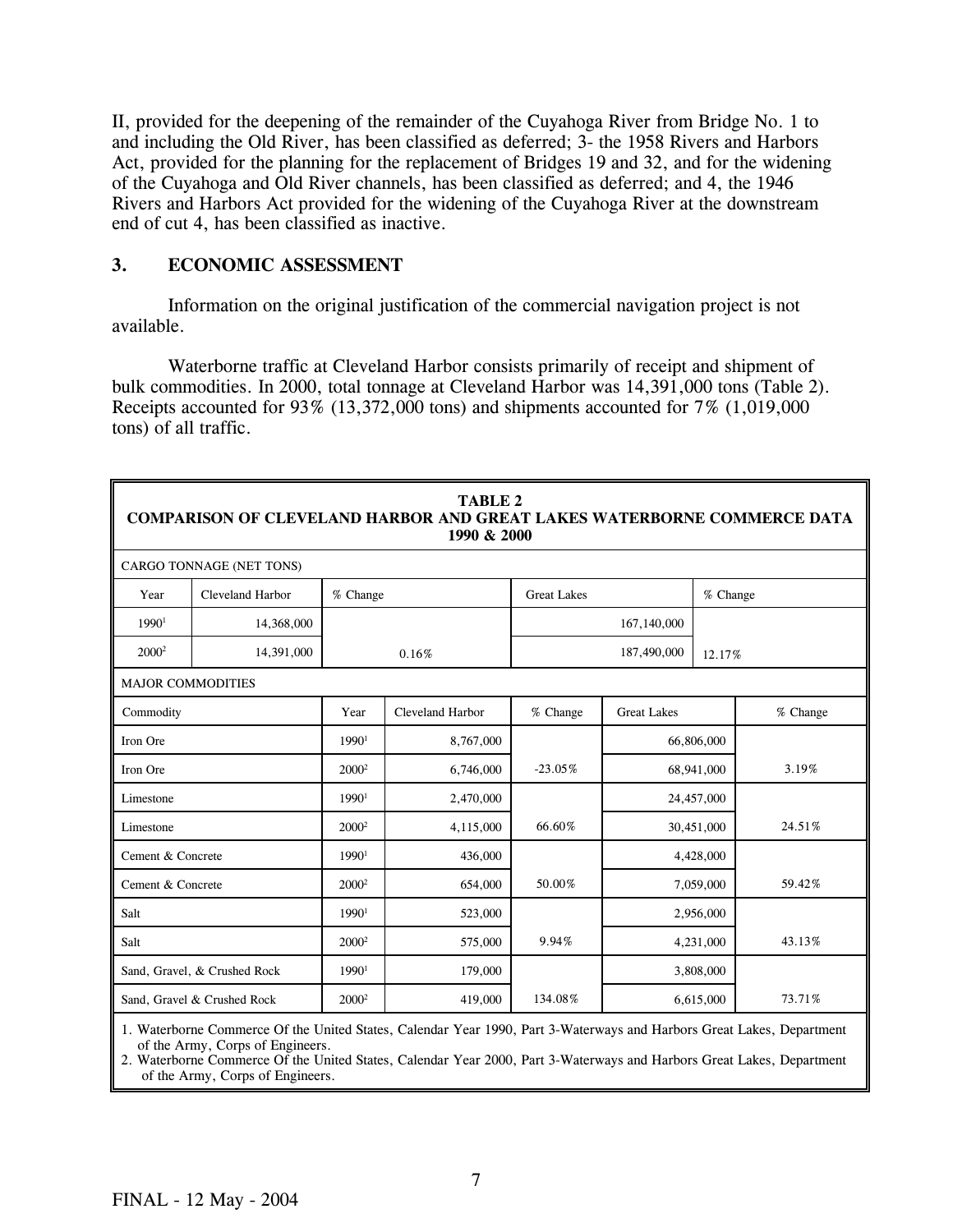II, provided for the deepening of the remainder of the Cuyahoga River from Bridge No. 1 to and including the Old River, has been classified as deferred; 3- the 1958 Rivers and Harbors Act, provided for the planning for the replacement of Bridges 19 and 32, and for the widening of the Cuyahoga and Old River channels, has been classified as deferred; and 4, the 1946 Rivers and Harbors Act provided for the widening of the Cuyahoga River at the downstream end of cut 4, has been classified as inactive.

## 3. ECONOMIC ASSESSMENT

Information on the original justification of the commercial navigation project is not available.

Waterborne traffic at Cleveland Harbor consists primarily of receipt and shipment of bulk commodities. In 2000, total tonnage at Cleveland Harbor was 14,391,000 tons (Table 2). Receipts accounted for 93% (13,372,000 tons) and shipments accounted for 7% (1,019,000 tons) of all traffic.

**TABLE 2**
**COMPARISON OF CLEVELAND HARBOR AND GREAT LAKES WATERBORNE COMMERCE DATA 1990 & 2000**

CARGO TONNAGE (NET TONS)

| Year | Cleveland Harbor | % Change | Great Lakes | % Change |
|---|---|---|---|---|
| 1990[1] | 14,368,000 | | 167,140,000 | |
| 2000[2] | 14,391,000 | 0.16% | 187,490,000 | 12.17% |

MAJOR COMMODITIES

| Commodity | Year | Cleveland Harbor | % Change | Great Lakes | % Change |
|---|---|---|---|---|---|
| Iron Ore | 1990[1] | 8,767,000 | | 66,806,000 | |
| Iron Ore | 2000[2] | 6,746,000 | -23.05% | 68,941,000 | 3.19% |
| Limestone | 1990[1] | 2,470,000 | | 24,457,000 | |
| Limestone | 2000[2] | 4,115,000 | 66.60% | 30,451,000 | 24.51% |
| Cement & Concrete | 1990[1] | 436,000 | | 4,428,000 | |
| Cement & Concrete | 2000[2] | 654,000 | 50.00% | 7,059,000 | 59.42% |
| Salt | 1990[1] | 523,000 | | 2,956,000 | |
| Salt | 2000[2] | 575,000 | 9.94% | 4,231,000 | 43.13% |
| Sand, Gravel, & Crushed Rock | 1990[1] | 179,000 | | 3,808,000 | |
| Sand, Gravel & Crushed Rock | 2000[2] | 419,000 | 134.08% | 6,615,000 | 73.71% |

1. Waterborne Commerce Of the United States, Calendar Year 1990, Part 3-Waterways and Harbors Great Lakes, Department of the Army, Corps of Engineers.
2. Waterborne Commerce Of the United States, Calendar Year 2000, Part 3-Waterways and Harbors Great Lakes, Department of the Army, Corps of Engineers.

FINAL - 12 May - 2004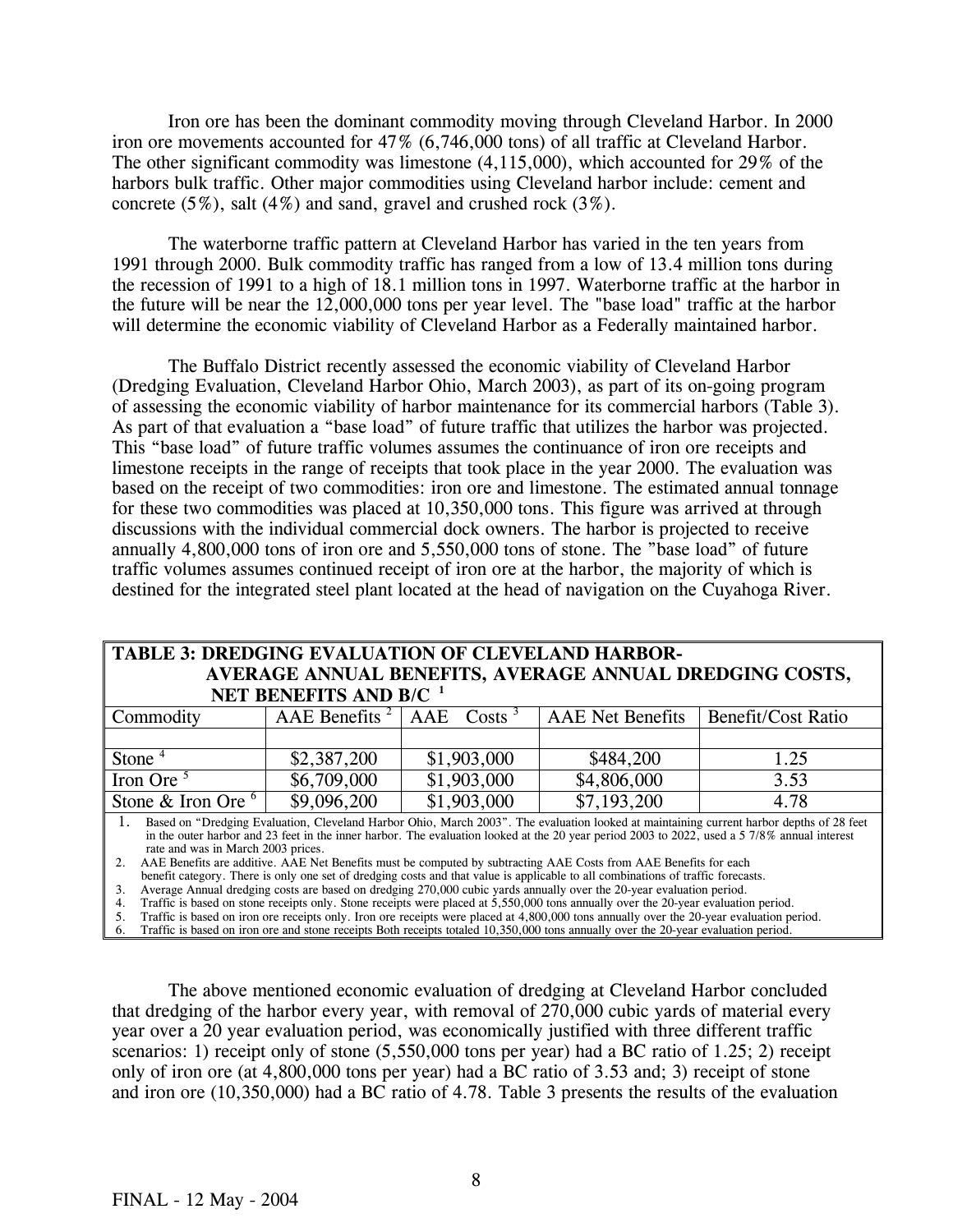Iron ore has been the dominant commodity moving through Cleveland Harbor. In 2000 iron ore movements accounted for 47% (6,746,000 tons) of all traffic at Cleveland Harbor. The other significant commodity was limestone (4,115,000), which accounted for 29% of the harbors bulk traffic. Other major commodities using Cleveland harbor include: cement and concrete (5%), salt (4%) and sand, gravel and crushed rock (3%).

The waterborne traffic pattern at Cleveland Harbor has varied in the ten years from 1991 through 2000. Bulk commodity traffic has ranged from a low of 13.4 million tons during the recession of 1991 to a high of 18.1 million tons in 1997. Waterborne traffic at the harbor in the future will be near the 12,000,000 tons per year level. The "base load" traffic at the harbor will determine the economic viability of Cleveland Harbor as a Federally maintained harbor.

The Buffalo District recently assessed the economic viability of Cleveland Harbor (Dredging Evaluation, Cleveland Harbor Ohio, March 2003), as part of its on-going program of assessing the economic viability of harbor maintenance for its commercial harbors (Table 3). As part of that evaluation a "base load" of future traffic that utilizes the harbor was projected. This "base load" of future traffic volumes assumes the continuance of iron ore receipts and limestone receipts in the range of receipts that took place in the year 2000. The evaluation was based on the receipt of two commodities: iron ore and limestone. The estimated annual tonnage for these two commodities was placed at 10,350,000 tons. This figure was arrived at through discussions with the individual commercial dock owners. The harbor is projected to receive annually 4,800,000 tons of iron ore and 5,550,000 tons of stone. The "base load" of future traffic volumes assumes continued receipt of iron ore at the harbor, the majority of which is destined for the integrated steel plant located at the head of navigation on the Cuyahoga River.

**TABLE 3: DREDGING EVALUATION OF CLEVELAND HARBOR- AVERAGE ANNUAL BENEFITS, AVERAGE ANNUAL DREDGING COSTS, NET BENEFITS AND B/C [1]**

| Commodity | AAE Benefits [2] | AAE Costs [3] | AAE Net Benefits | Benefit/Cost Ratio |
|---|---|---|---|---|
| | | | | |
| Stone [4] | $2,387,200 | $1,903,000 | $484,200 | 1.25 |
| Iron Ore [5] | $6,709,000 | $1,903,000 | $4,806,000 | 3.53 |
| Stone & Iron Ore [6] | $9,096,200 | $1,903,000 | $7,193,200 | 4.78 |

1. Based on "Dredging Evaluation, Cleveland Harbor Ohio, March 2003". The evaluation looked at maintaining current harbor depths of 28 feet in the outer harbor and 23 feet in the inner harbor. The evaluation looked at the 20 year period 2003 to 2022, used a 5 7/8% annual interest rate and was in March 2003 prices.
2. AAE Benefits are additive. AAE Net Benefits must be computed by subtracting AAE Costs from AAE Benefits for each benefit category. There is only one set of dredging costs and that value is applicable to all combinations of traffic forecasts.
3. Average Annual dredging costs are based on dredging 270,000 cubic yards annually over the 20-year evaluation period.
4. Traffic is based on stone receipts only. Stone receipts were placed at 5,550,000 tons annually over the 20-year evaluation period.
5. Traffic is based on iron ore receipts only. Iron ore receipts were placed at 4,800,000 tons annually over the 20-year evaluation period.
6. Traffic is based on iron ore and stone receipts Both receipts totaled 10,350,000 tons annually over the 20-year evaluation period.

The above mentioned economic evaluation of dredging at Cleveland Harbor concluded that dredging of the harbor every year, with removal of 270,000 cubic yards of material every year over a 20 year evaluation period, was economically justified with three different traffic scenarios: 1) receipt only of stone (5,550,000 tons per year) had a BC ratio of 1.25; 2) receipt only of iron ore (at 4,800,000 tons per year) had a BC ratio of 3.53 and; 3) receipt of stone and iron ore (10,350,000) had a BC ratio of 4.78. Table 3 presents the results of the evaluation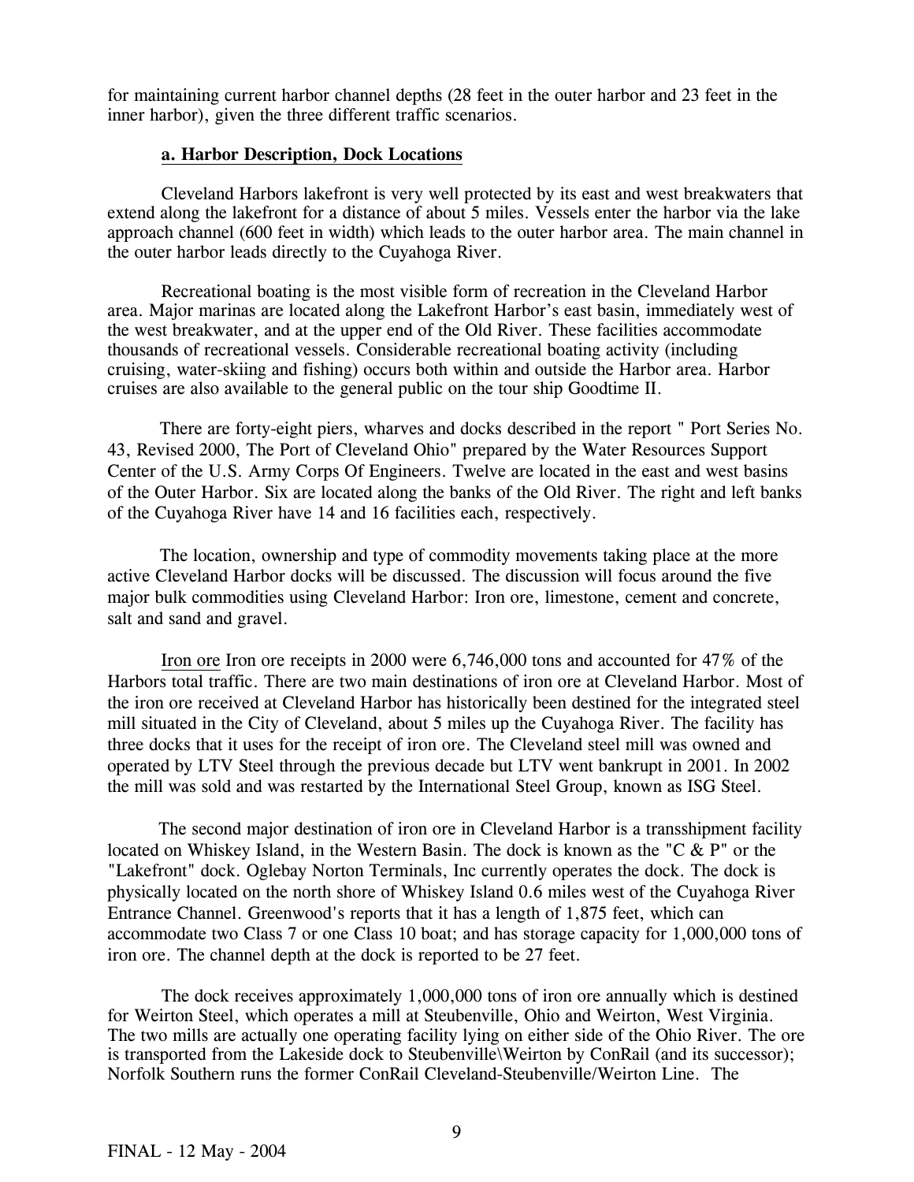for maintaining current harbor channel depths (28 feet in the outer harbor and 23 feet in the inner harbor), given the three different traffic scenarios.

**a. Harbor Description, Dock Locations**

Cleveland Harbors lakefront is very well protected by its east and west breakwaters that extend along the lakefront for a distance of about 5 miles. Vessels enter the harbor via the lake approach channel (600 feet in width) which leads to the outer harbor area. The main channel in the outer harbor leads directly to the Cuyahoga River.

Recreational boating is the most visible form of recreation in the Cleveland Harbor area. Major marinas are located along the Lakefront Harbor's east basin, immediately west of the west breakwater, and at the upper end of the Old River. These facilities accommodate thousands of recreational vessels. Considerable recreational boating activity (including cruising, water-skiing and fishing) occurs both within and outside the Harbor area. Harbor cruises are also available to the general public on the tour ship Goodtime II.

There are forty-eight piers, wharves and docks described in the report " Port Series No. 43, Revised 2000, The Port of Cleveland Ohio" prepared by the Water Resources Support Center of the U.S. Army Corps Of Engineers. Twelve are located in the east and west basins of the Outer Harbor. Six are located along the banks of the Old River. The right and left banks of the Cuyahoga River have 14 and 16 facilities each, respectively.

The location, ownership and type of commodity movements taking place at the more active Cleveland Harbor docks will be discussed. The discussion will focus around the five major bulk commodities using Cleveland Harbor: Iron ore, limestone, cement and concrete, salt and sand and gravel.

<u>Iron ore</u> Iron ore receipts in 2000 were 6,746,000 tons and accounted for 47% of the Harbors total traffic. There are two main destinations of iron ore at Cleveland Harbor. Most of the iron ore received at Cleveland Harbor has historically been destined for the integrated steel mill situated in the City of Cleveland, about 5 miles up the Cuyahoga River. The facility has three docks that it uses for the receipt of iron ore. The Cleveland steel mill was owned and operated by LTV Steel through the previous decade but LTV went bankrupt in 2001. In 2002 the mill was sold and was restarted by the International Steel Group, known as ISG Steel.

The second major destination of iron ore in Cleveland Harbor is a transshipment facility located on Whiskey Island, in the Western Basin. The dock is known as the "C & P" or the "Lakefront" dock. Oglebay Norton Terminals, Inc currently operates the dock. The dock is physically located on the north shore of Whiskey Island 0.6 miles west of the Cuyahoga River Entrance Channel. Greenwood's reports that it has a length of 1,875 feet, which can accommodate two Class 7 or one Class 10 boat; and has storage capacity for 1,000,000 tons of iron ore. The channel depth at the dock is reported to be 27 feet.

The dock receives approximately 1,000,000 tons of iron ore annually which is destined for Weirton Steel, which operates a mill at Steubenville, Ohio and Weirton, West Virginia. The two mills are actually one operating facility lying on either side of the Ohio River. The ore is transported from the Lakeside dock to Steubenville\Weirton by ConRail (and its successor); Norfolk Southern runs the former ConRail Cleveland-Steubenville/Weirton Line. The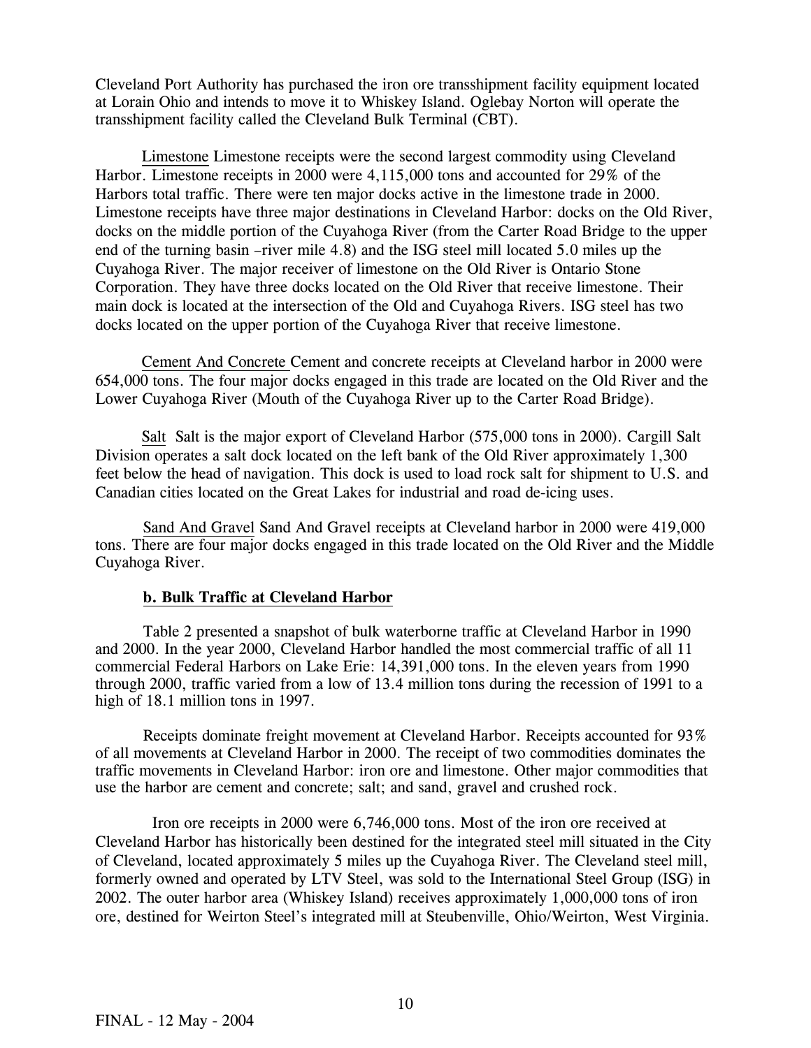Cleveland Port Authority has purchased the iron ore transshipment facility equipment located at Lorain Ohio and intends to move it to Whiskey Island. Oglebay Norton will operate the transshipment facility called the Cleveland Bulk Terminal (CBT).

Limestone Limestone receipts were the second largest commodity using Cleveland Harbor. Limestone receipts in 2000 were 4,115,000 tons and accounted for 29% of the Harbors total traffic. There were ten major docks active in the limestone trade in 2000. Limestone receipts have three major destinations in Cleveland Harbor: docks on the Old River, docks on the middle portion of the Cuyahoga River (from the Carter Road Bridge to the upper end of the turning basin –river mile 4.8) and the ISG steel mill located 5.0 miles up the Cuyahoga River. The major receiver of limestone on the Old River is Ontario Stone Corporation. They have three docks located on the Old River that receive limestone. Their main dock is located at the intersection of the Old and Cuyahoga Rivers. ISG steel has two docks located on the upper portion of the Cuyahoga River that receive limestone.

Cement And Concrete Cement and concrete receipts at Cleveland harbor in 2000 were 654,000 tons. The four major docks engaged in this trade are located on the Old River and the Lower Cuyahoga River (Mouth of the Cuyahoga River up to the Carter Road Bridge).

Salt Salt is the major export of Cleveland Harbor (575,000 tons in 2000). Cargill Salt Division operates a salt dock located on the left bank of the Old River approximately 1,300 feet below the head of navigation. This dock is used to load rock salt for shipment to U.S. and Canadian cities located on the Great Lakes for industrial and road de-icing uses.

Sand And Gravel Sand And Gravel receipts at Cleveland harbor in 2000 were 419,000 tons. There are four major docks engaged in this trade located on the Old River and the Middle Cuyahoga River.

**b. Bulk Traffic at Cleveland Harbor**

Table 2 presented a snapshot of bulk waterborne traffic at Cleveland Harbor in 1990 and 2000. In the year 2000, Cleveland Harbor handled the most commercial traffic of all 11 commercial Federal Harbors on Lake Erie: 14,391,000 tons. In the eleven years from 1990 through 2000, traffic varied from a low of 13.4 million tons during the recession of 1991 to a high of 18.1 million tons in 1997.

Receipts dominate freight movement at Cleveland Harbor. Receipts accounted for 93% of all movements at Cleveland Harbor in 2000. The receipt of two commodities dominates the traffic movements in Cleveland Harbor: iron ore and limestone. Other major commodities that use the harbor are cement and concrete; salt; and sand, gravel and crushed rock.

Iron ore receipts in 2000 were 6,746,000 tons. Most of the iron ore received at Cleveland Harbor has historically been destined for the integrated steel mill situated in the City of Cleveland, located approximately 5 miles up the Cuyahoga River. The Cleveland steel mill, formerly owned and operated by LTV Steel, was sold to the International Steel Group (ISG) in 2002. The outer harbor area (Whiskey Island) receives approximately 1,000,000 tons of iron ore, destined for Weirton Steel's integrated mill at Steubenville, Ohio/Weirton, West Virginia.

FINAL - 12 May - 2004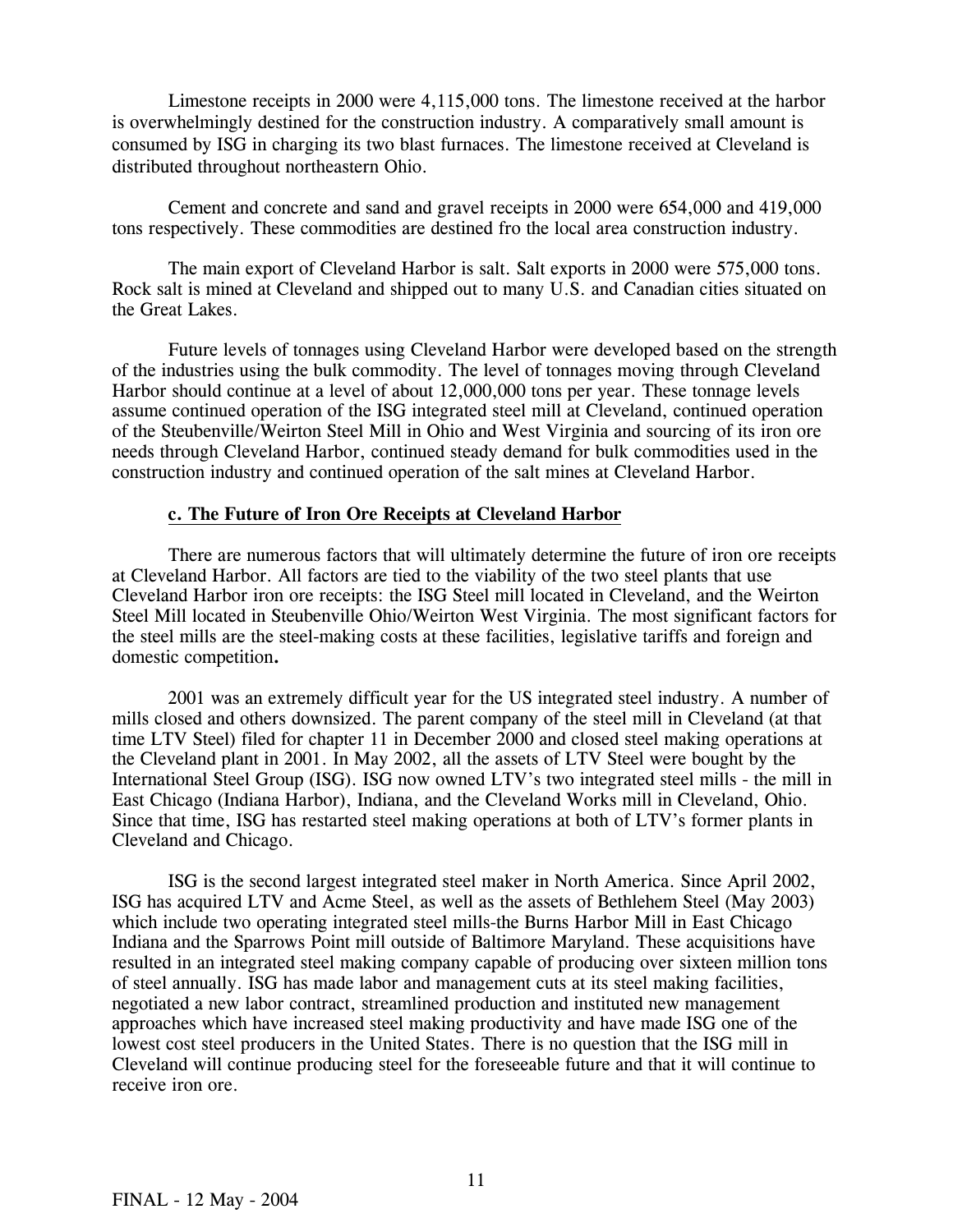Limestone receipts in 2000 were 4,115,000 tons. The limestone received at the harbor is overwhelmingly destined for the construction industry. A comparatively small amount is consumed by ISG in charging its two blast furnaces. The limestone received at Cleveland is distributed throughout northeastern Ohio.

Cement and concrete and sand and gravel receipts in 2000 were 654,000 and 419,000 tons respectively. These commodities are destined fro the local area construction industry.

The main export of Cleveland Harbor is salt. Salt exports in 2000 were 575,000 tons. Rock salt is mined at Cleveland and shipped out to many U.S. and Canadian cities situated on the Great Lakes.

Future levels of tonnages using Cleveland Harbor were developed based on the strength of the industries using the bulk commodity. The level of tonnages moving through Cleveland Harbor should continue at a level of about 12,000,000 tons per year. These tonnage levels assume continued operation of the ISG integrated steel mill at Cleveland, continued operation of the Steubenville/Weirton Steel Mill in Ohio and West Virginia and sourcing of its iron ore needs through Cleveland Harbor, continued steady demand for bulk commodities used in the construction industry and continued operation of the salt mines at Cleveland Harbor.

### c. The Future of Iron Ore Receipts at Cleveland Harbor

There are numerous factors that will ultimately determine the future of iron ore receipts at Cleveland Harbor. All factors are tied to the viability of the two steel plants that use Cleveland Harbor iron ore receipts: the ISG Steel mill located in Cleveland, and the Weirton Steel Mill located in Steubenville Ohio/Weirton West Virginia. The most significant factors for the steel mills are the steel-making costs at these facilities, legislative tariffs and foreign and domestic competition**.**

2001 was an extremely difficult year for the US integrated steel industry. A number of mills closed and others downsized. The parent company of the steel mill in Cleveland (at that time LTV Steel) filed for chapter 11 in December 2000 and closed steel making operations at the Cleveland plant in 2001. In May 2002, all the assets of LTV Steel were bought by the International Steel Group (ISG). ISG now owned LTV's two integrated steel mills - the mill in East Chicago (Indiana Harbor), Indiana, and the Cleveland Works mill in Cleveland, Ohio. Since that time, ISG has restarted steel making operations at both of LTV's former plants in Cleveland and Chicago.

ISG is the second largest integrated steel maker in North America. Since April 2002, ISG has acquired LTV and Acme Steel, as well as the assets of Bethlehem Steel (May 2003) which include two operating integrated steel mills-the Burns Harbor Mill in East Chicago Indiana and the Sparrows Point mill outside of Baltimore Maryland. These acquisitions have resulted in an integrated steel making company capable of producing over sixteen million tons of steel annually. ISG has made labor and management cuts at its steel making facilities, negotiated a new labor contract, streamlined production and instituted new management approaches which have increased steel making productivity and have made ISG one of the lowest cost steel producers in the United States. There is no question that the ISG mill in Cleveland will continue producing steel for the foreseeable future and that it will continue to receive iron ore.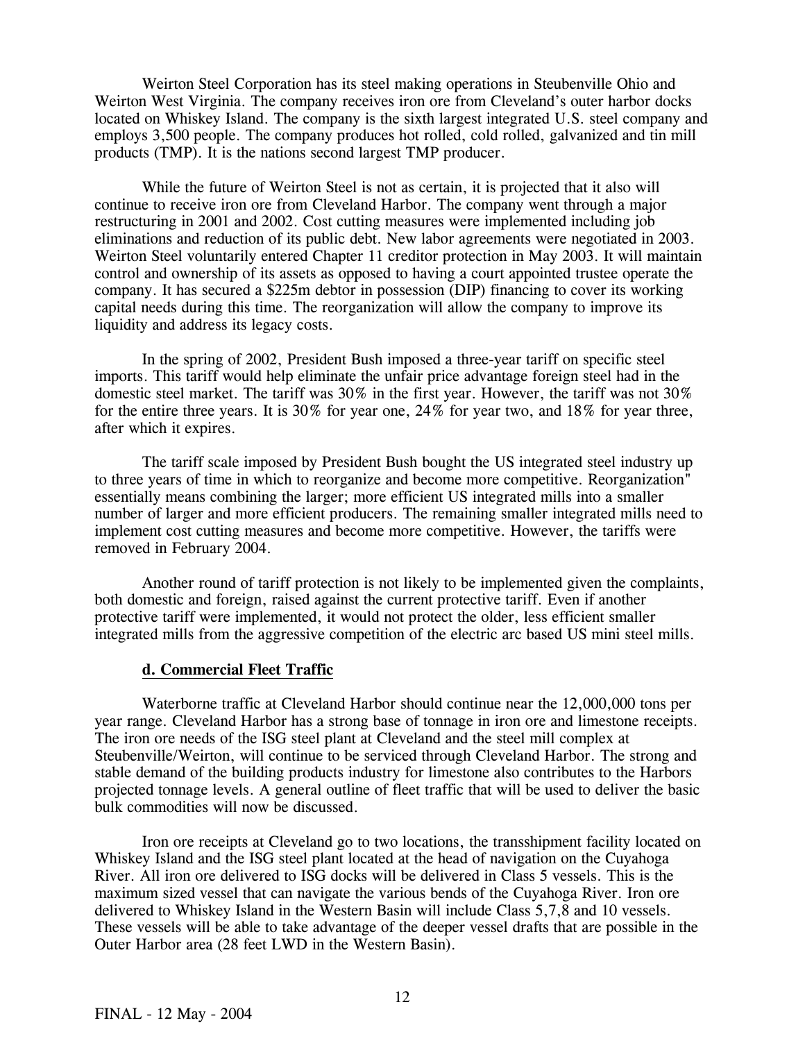Weirton Steel Corporation has its steel making operations in Steubenville Ohio and Weirton West Virginia. The company receives iron ore from Cleveland's outer harbor docks located on Whiskey Island. The company is the sixth largest integrated U.S. steel company and employs 3,500 people. The company produces hot rolled, cold rolled, galvanized and tin mill products (TMP). It is the nations second largest TMP producer.

While the future of Weirton Steel is not as certain, it is projected that it also will continue to receive iron ore from Cleveland Harbor. The company went through a major restructuring in 2001 and 2002. Cost cutting measures were implemented including job eliminations and reduction of its public debt. New labor agreements were negotiated in 2003. Weirton Steel voluntarily entered Chapter 11 creditor protection in May 2003. It will maintain control and ownership of its assets as opposed to having a court appointed trustee operate the company. It has secured a $225m debtor in possession (DIP) financing to cover its working capital needs during this time. The reorganization will allow the company to improve its liquidity and address its legacy costs.

In the spring of 2002, President Bush imposed a three-year tariff on specific steel imports. This tariff would help eliminate the unfair price advantage foreign steel had in the domestic steel market. The tariff was 30% in the first year. However, the tariff was not 30% for the entire three years. It is 30% for year one, 24% for year two, and 18% for year three, after which it expires.

The tariff scale imposed by President Bush bought the US integrated steel industry up to three years of time in which to reorganize and become more competitive. Reorganization" essentially means combining the larger; more efficient US integrated mills into a smaller number of larger and more efficient producers. The remaining smaller integrated mills need to implement cost cutting measures and become more competitive. However, the tariffs were removed in February 2004.

Another round of tariff protection is not likely to be implemented given the complaints, both domestic and foreign, raised against the current protective tariff. Even if another protective tariff were implemented, it would not protect the older, less efficient smaller integrated mills from the aggressive competition of the electric arc based US mini steel mills.

**d. Commercial Fleet Traffic**

Waterborne traffic at Cleveland Harbor should continue near the 12,000,000 tons per year range. Cleveland Harbor has a strong base of tonnage in iron ore and limestone receipts. The iron ore needs of the ISG steel plant at Cleveland and the steel mill complex at Steubenville/Weirton, will continue to be serviced through Cleveland Harbor. The strong and stable demand of the building products industry for limestone also contributes to the Harbors projected tonnage levels. A general outline of fleet traffic that will be used to deliver the basic bulk commodities will now be discussed.

Iron ore receipts at Cleveland go to two locations, the transshipment facility located on Whiskey Island and the ISG steel plant located at the head of navigation on the Cuyahoga River. All iron ore delivered to ISG docks will be delivered in Class 5 vessels. This is the maximum sized vessel that can navigate the various bends of the Cuyahoga River. Iron ore delivered to Whiskey Island in the Western Basin will include Class 5,7,8 and 10 vessels. These vessels will be able to take advantage of the deeper vessel drafts that are possible in the Outer Harbor area (28 feet LWD in the Western Basin).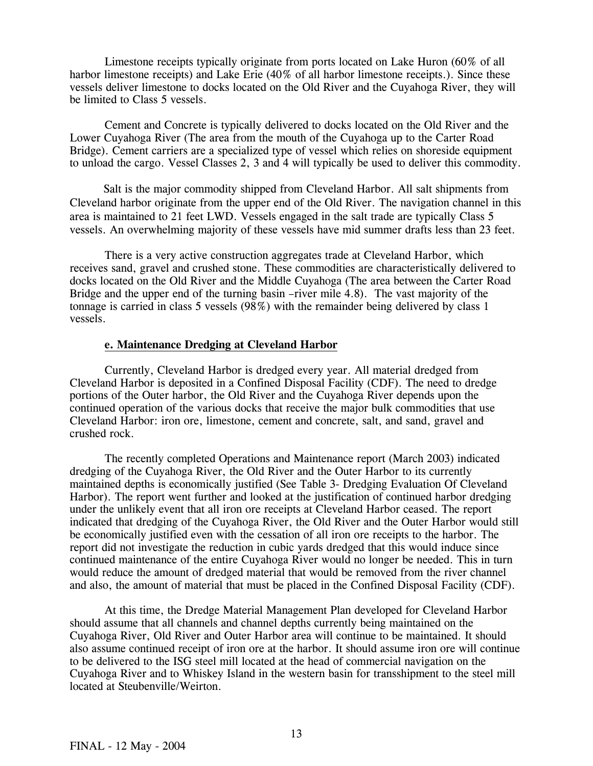Limestone receipts typically originate from ports located on Lake Huron (60% of all harbor limestone receipts) and Lake Erie (40% of all harbor limestone receipts.). Since these vessels deliver limestone to docks located on the Old River and the Cuyahoga River, they will be limited to Class 5 vessels.

Cement and Concrete is typically delivered to docks located on the Old River and the Lower Cuyahoga River (The area from the mouth of the Cuyahoga up to the Carter Road Bridge). Cement carriers are a specialized type of vessel which relies on shoreside equipment to unload the cargo. Vessel Classes 2, 3 and 4 will typically be used to deliver this commodity.

Salt is the major commodity shipped from Cleveland Harbor. All salt shipments from Cleveland harbor originate from the upper end of the Old River. The navigation channel in this area is maintained to 21 feet LWD. Vessels engaged in the salt trade are typically Class 5 vessels. An overwhelming majority of these vessels have mid summer drafts less than 23 feet.

There is a very active construction aggregates trade at Cleveland Harbor, which receives sand, gravel and crushed stone. These commodities are characteristically delivered to docks located on the Old River and the Middle Cuyahoga (The area between the Carter Road Bridge and the upper end of the turning basin –river mile 4.8). The vast majority of the tonnage is carried in class 5 vessels (98%) with the remainder being delivered by class 1 vessels.

**e. Maintenance Dredging at Cleveland Harbor**

Currently, Cleveland Harbor is dredged every year. All material dredged from Cleveland Harbor is deposited in a Confined Disposal Facility (CDF). The need to dredge portions of the Outer harbor, the Old River and the Cuyahoga River depends upon the continued operation of the various docks that receive the major bulk commodities that use Cleveland Harbor: iron ore, limestone, cement and concrete, salt, and sand, gravel and crushed rock.

The recently completed Operations and Maintenance report (March 2003) indicated dredging of the Cuyahoga River, the Old River and the Outer Harbor to its currently maintained depths is economically justified (See Table 3- Dredging Evaluation Of Cleveland Harbor). The report went further and looked at the justification of continued harbor dredging under the unlikely event that all iron ore receipts at Cleveland Harbor ceased. The report indicated that dredging of the Cuyahoga River, the Old River and the Outer Harbor would still be economically justified even with the cessation of all iron ore receipts to the harbor. The report did not investigate the reduction in cubic yards dredged that this would induce since continued maintenance of the entire Cuyahoga River would no longer be needed. This in turn would reduce the amount of dredged material that would be removed from the river channel and also, the amount of material that must be placed in the Confined Disposal Facility (CDF).

At this time, the Dredge Material Management Plan developed for Cleveland Harbor should assume that all channels and channel depths currently being maintained on the Cuyahoga River, Old River and Outer Harbor area will continue to be maintained. It should also assume continued receipt of iron ore at the harbor. It should assume iron ore will continue to be delivered to the ISG steel mill located at the head of commercial navigation on the Cuyahoga River and to Whiskey Island in the western basin for transshipment to the steel mill located at Steubenville/Weirton.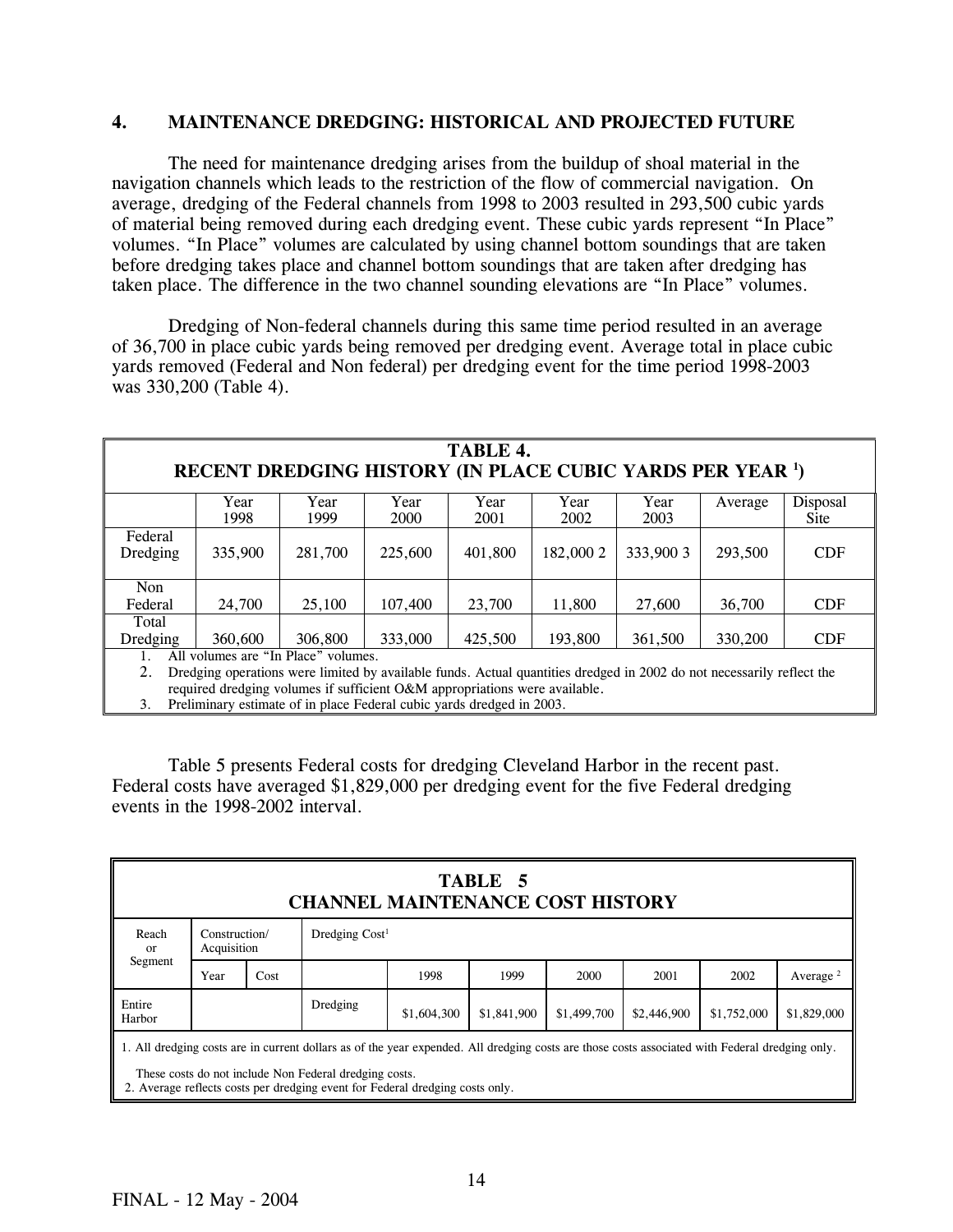## 4. MAINTENANCE DREDGING: HISTORICAL AND PROJECTED FUTURE

The need for maintenance dredging arises from the buildup of shoal material in the navigation channels which leads to the restriction of the flow of commercial navigation. On average, dredging of the Federal channels from 1998 to 2003 resulted in 293,500 cubic yards of material being removed during each dredging event. These cubic yards represent "In Place" volumes. "In Place" volumes are calculated by using channel bottom soundings that are taken before dredging takes place and channel bottom soundings that are taken after dredging has taken place. The difference in the two channel sounding elevations are "In Place" volumes.

Dredging of Non-federal channels during this same time period resulted in an average of 36,700 in place cubic yards being removed per dredging event. Average total in place cubic yards removed (Federal and Non federal) per dredging event for the time period 1998-2003 was 330,200 (Table 4).

**TABLE 4.**
**RECENT DREDGING HISTORY (IN PLACE CUBIC YARDS PER YEAR [1])**

| | Year 1998 | Year 1999 | Year 2000 | Year 2001 | Year 2002 | Year 2003 | Average | Disposal Site |
|---|---|---|---|---|---|---|---|---|
| Federal Dredging | 335,900 | 281,700 | 225,600 | 401,800 | 182,000 [2] | 333,900 [3] | 293,500 | CDF |
| Non Federal | 24,700 | 25,100 | 107,400 | 23,700 | 11,800 | 27,600 | 36,700 | CDF |
| Total Dredging | 360,600 | 306,800 | 333,000 | 425,500 | 193,800 | 361,500 | 330,200 | CDF |

1. All volumes are "In Place" volumes.
2. Dredging operations were limited by available funds. Actual quantities dredged in 2002 do not necessarily reflect the required dredging volumes if sufficient O&M appropriations were available.
3. Preliminary estimate of in place Federal cubic yards dredged in 2003.

Table 5 presents Federal costs for dredging Cleveland Harbor in the recent past. Federal costs have averaged $1,829,000 per dredging event for the five Federal dredging events in the 1998-2002 interval.

**TABLE 5**
**CHANNEL MAINTENANCE COST HISTORY**

| Reach or Segment | Construction/ Acquisition | | Dredging Cost[1] | | | | | | |
|---|---|---|---|---|---|---|---|---|---|
| | Year | Cost | | 1998 | 1999 | 2000 | 2001 | 2002 | Average [2] |
| Entire Harbor | | | Dredging | $1,604,300 | $1,841,900 | $1,499,700 | $2,446,900 | $1,752,000 | $1,829,000 |

1. All dredging costs are in current dollars as of the year expended. All dredging costs are those costs associated with Federal dredging only. These costs do not include Non Federal dredging costs.
2. Average reflects costs per dredging event for Federal dredging costs only.

FINAL - 12 May - 2004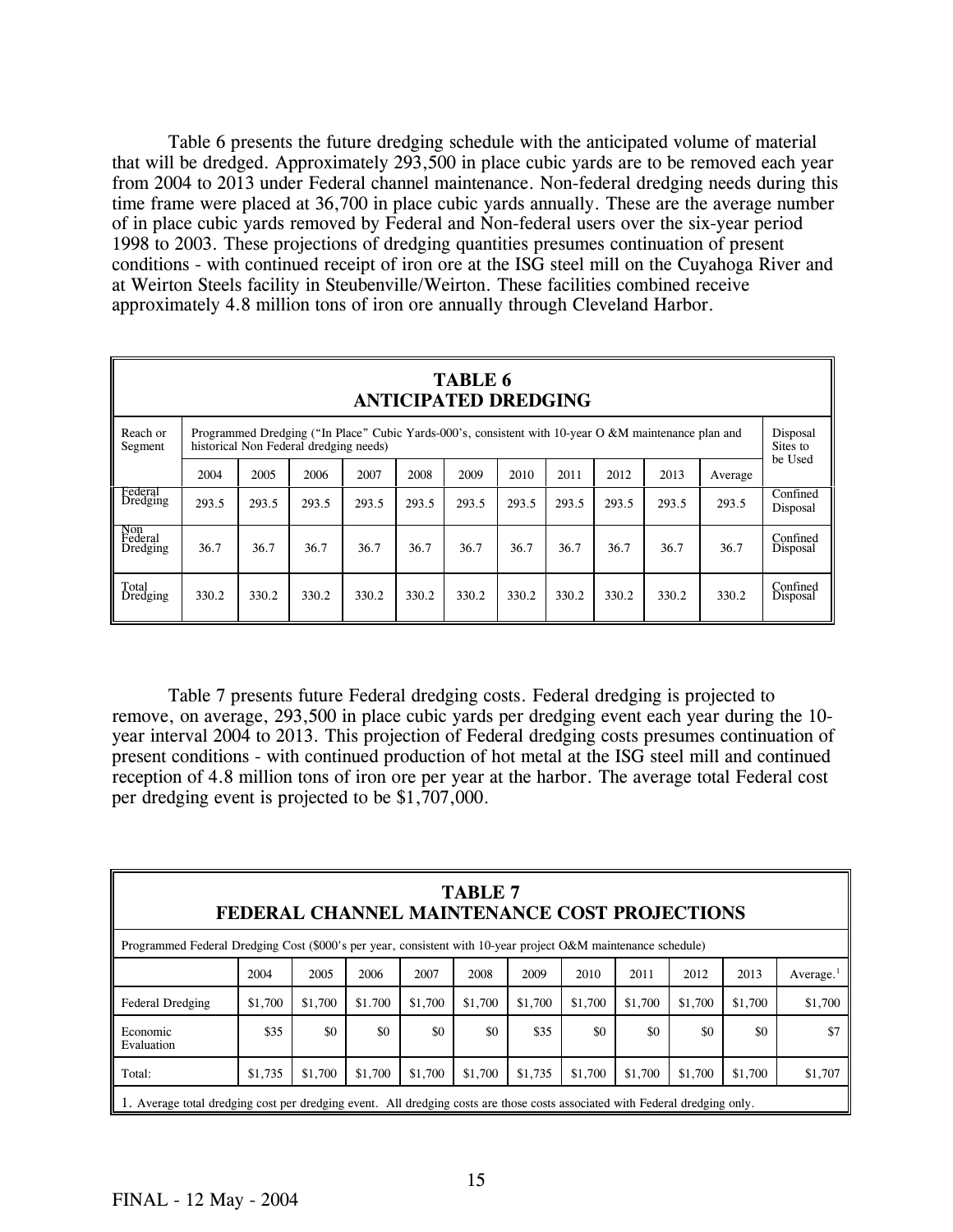Table 6 presents the future dredging schedule with the anticipated volume of material that will be dredged. Approximately 293,500 in place cubic yards are to be removed each year from 2004 to 2013 under Federal channel maintenance. Non-federal dredging needs during this time frame were placed at 36,700 in place cubic yards annually. These are the average number of in place cubic yards removed by Federal and Non-federal users over the six-year period 1998 to 2003. These projections of dredging quantities presumes continuation of present conditions - with continued receipt of iron ore at the ISG steel mill on the Cuyahoga River and at Weirton Steels facility in Steubenville/Weirton. These facilities combined receive approximately 4.8 million tons of iron ore annually through Cleveland Harbor.

**TABLE 6**
**ANTICIPATED DREDGING**

| Reach or Segment | Programmed Dredging ("In Place" Cubic Yards-000's, consistent with 10-year O &M maintenance plan and historical Non Federal dredging needs) | | | | | | | | | | | Disposal Sites to be Used |
|---|---|---|---|---|---|---|---|---|---|---|---|---|
| | 2004 | 2005 | 2006 | 2007 | 2008 | 2009 | 2010 | 2011 | 2012 | 2013 | Average | |
| Federal Dredging | 293.5 | 293.5 | 293.5 | 293.5 | 293.5 | 293.5 | 293.5 | 293.5 | 293.5 | 293.5 | 293.5 | Confined Disposal |
| Non Federal Dredging | 36.7 | 36.7 | 36.7 | 36.7 | 36.7 | 36.7 | 36.7 | 36.7 | 36.7 | 36.7 | 36.7 | Confined Disposal |
| Total Dredging | 330.2 | 330.2 | 330.2 | 330.2 | 330.2 | 330.2 | 330.2 | 330.2 | 330.2 | 330.2 | 330.2 | Confined Disposal |

Table 7 presents future Federal dredging costs. Federal dredging is projected to remove, on average, 293,500 in place cubic yards per dredging event each year during the 10-year interval 2004 to 2013. This projection of Federal dredging costs presumes continuation of present conditions - with continued production of hot metal at the ISG steel mill and continued reception of 4.8 million tons of iron ore per year at the harbor. The average total Federal cost per dredging event is projected to be $1,707,000.

**TABLE 7**
**FEDERAL CHANNEL MAINTENANCE COST PROJECTIONS**

| Programmed Federal Dredging Cost ($000's per year, consistent with 10-year project O&M maintenance schedule) | | | | | | | | | | | |
|---|---|---|---|---|---|---|---|---|---|---|---|
| | 2004 | 2005 | 2006 | 2007 | 2008 | 2009 | 2010 | 2011 | 2012 | 2013 | Average.[1] |
| Federal Dredging | $1,700 | $1,700 | $1.700 | $1,700 | $1,700 | $1,700 | $1,700 | $1,700 | $1,700 | $1,700 | $1,700 |
| Economic Evaluation | $35 | $0 | $0 | $0 | $0 | $35 | $0 | $0 | $0 | $0 | $7 |
| Total: | $1,735 | $1,700 | $1,700 | $1,700 | $1,700 | $1,735 | $1,700 | $1,700 | $1,700 | $1,700 | $1,707 |

1. Average total dredging cost per dredging event. All dredging costs are those costs associated with Federal dredging only.

FINAL - 12 May - 2004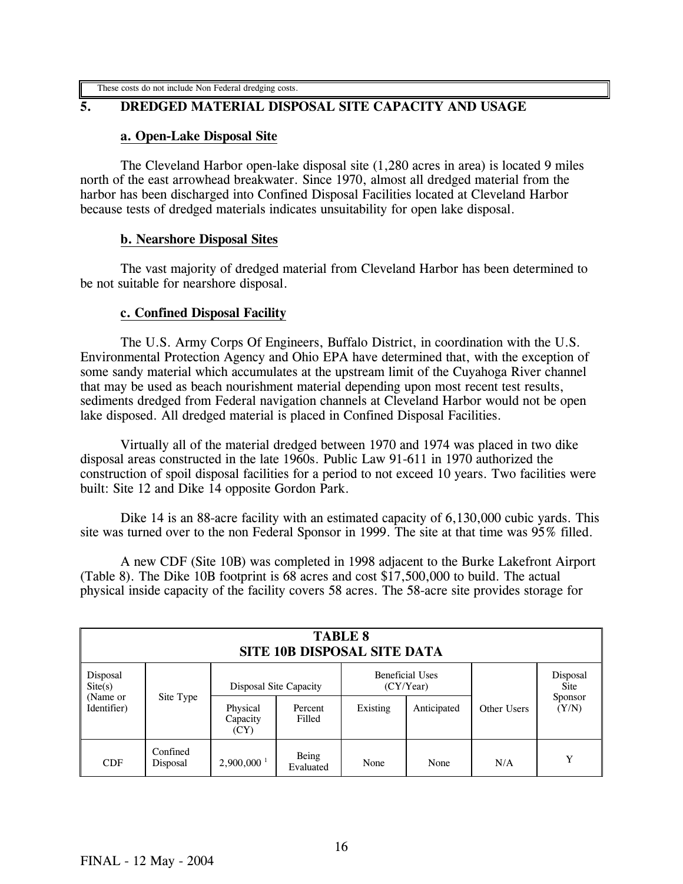These costs do not include Non Federal dredging costs.

## 5. DREDGED MATERIAL DISPOSAL SITE CAPACITY AND USAGE

### a. Open-Lake Disposal Site

The Cleveland Harbor open-lake disposal site (1,280 acres in area) is located 9 miles north of the east arrowhead breakwater. Since 1970, almost all dredged material from the harbor has been discharged into Confined Disposal Facilities located at Cleveland Harbor because tests of dredged materials indicates unsuitability for open lake disposal.

### b. Nearshore Disposal Sites

The vast majority of dredged material from Cleveland Harbor has been determined to be not suitable for nearshore disposal.

### c. Confined Disposal Facility

The U.S. Army Corps Of Engineers, Buffalo District, in coordination with the U.S. Environmental Protection Agency and Ohio EPA have determined that, with the exception of some sandy material which accumulates at the upstream limit of the Cuyahoga River channel that may be used as beach nourishment material depending upon most recent test results, sediments dredged from Federal navigation channels at Cleveland Harbor would not be open lake disposed. All dredged material is placed in Confined Disposal Facilities.

Virtually all of the material dredged between 1970 and 1974 was placed in two dike disposal areas constructed in the late 1960s. Public Law 91-611 in 1970 authorized the construction of spoil disposal facilities for a period to not exceed 10 years. Two facilities were built: Site 12 and Dike 14 opposite Gordon Park.

Dike 14 is an 88-acre facility with an estimated capacity of 6,130,000 cubic yards. This site was turned over to the non Federal Sponsor in 1999. The site at that time was 95% filled.

A new CDF (Site 10B) was completed in 1998 adjacent to the Burke Lakefront Airport (Table 8). The Dike 10B footprint is 68 acres and cost $17,500,000 to build. The actual physical inside capacity of the facility covers 58 acres. The 58-acre site provides storage for

**TABLE 8**
**SITE 10B DISPOSAL SITE DATA**

| Disposal Site(s) (Name or Identifier) | Site Type | Disposal Site Capacity | | Beneficial Uses (CY/Year) | | Other Users | Disposal Site Sponsor (Y/N) |
|---|---|---|---|---|---|---|---|
| | | Physical Capacity (CY) | Percent Filled | Existing | Anticipated | | |
| CDF | Confined Disposal | 2,900,000 [1] | Being Evaluated | None | None | N/A | Y |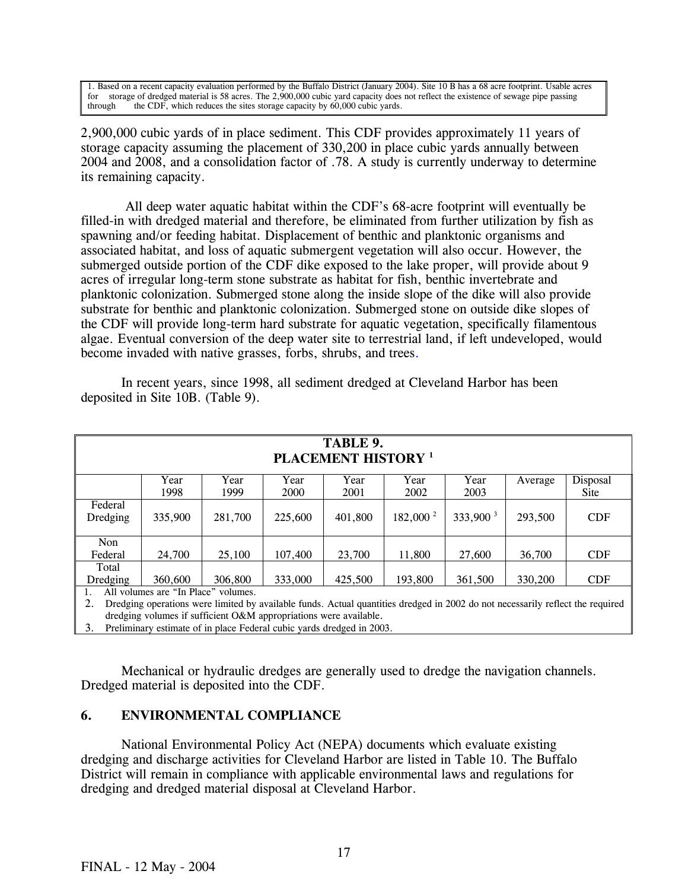1. Based on a recent capacity evaluation performed by the Buffalo District (January 2004). Site 10 B has a 68 acre footprint. Usable acres for storage of dredged material is 58 acres. The 2,900,000 cubic yard capacity does not reflect the existence of sewage pipe passing through the CDF, which reduces the sites storage capacity by 60,000 cubic yards.

2,900,000 cubic yards of in place sediment. This CDF provides approximately 11 years of storage capacity assuming the placement of 330,200 in place cubic yards annually between 2004 and 2008, and a consolidation factor of .78. A study is currently underway to determine its remaining capacity.

All deep water aquatic habitat within the CDF's 68-acre footprint will eventually be filled-in with dredged material and therefore, be eliminated from further utilization by fish as spawning and/or feeding habitat. Displacement of benthic and planktonic organisms and associated habitat, and loss of aquatic submergent vegetation will also occur. However, the submerged outside portion of the CDF dike exposed to the lake proper, will provide about 9 acres of irregular long-term stone substrate as habitat for fish, benthic invertebrate and planktonic colonization. Submerged stone along the inside slope of the dike will also provide substrate for benthic and planktonic colonization. Submerged stone on outside dike slopes of the CDF will provide long-term hard substrate for aquatic vegetation, specifically filamentous algae. Eventual conversion of the deep water site to terrestrial land, if left undeveloped, would become invaded with native grasses, forbs, shrubs, and trees.

In recent years, since 1998, all sediment dredged at Cleveland Harbor has been deposited in Site 10B. (Table 9).

**TABLE 9. PLACEMENT HISTORY [1]**

| | Year 1998 | Year 1999 | Year 2000 | Year 2001 | Year 2002 | Year 2003 | Average | Disposal Site |
|---|---|---|---|---|---|---|---|---|
| Federal Dredging | 335,900 | 281,700 | 225,600 | 401,800 | 182,000 [2] | 333,900 [3] | 293,500 | CDF |
| Non Federal | 24,700 | 25,100 | 107,400 | 23,700 | 11,800 | 27,600 | 36,700 | CDF |
| Total Dredging | 360,600 | 306,800 | 333,000 | 425,500 | 193,800 | 361,500 | 330,200 | CDF |

1. All volumes are "In Place" volumes.
2. Dredging operations were limited by available funds. Actual quantities dredged in 2002 do not necessarily reflect the required dredging volumes if sufficient O&M appropriations were available.
3. Preliminary estimate of in place Federal cubic yards dredged in 2003.

Mechanical or hydraulic dredges are generally used to dredge the navigation channels. Dredged material is deposited into the CDF.

## 6. ENVIRONMENTAL COMPLIANCE

National Environmental Policy Act (NEPA) documents which evaluate existing dredging and discharge activities for Cleveland Harbor are listed in Table 10. The Buffalo District will remain in compliance with applicable environmental laws and regulations for dredging and dredged material disposal at Cleveland Harbor.

FINAL - 12 May - 2004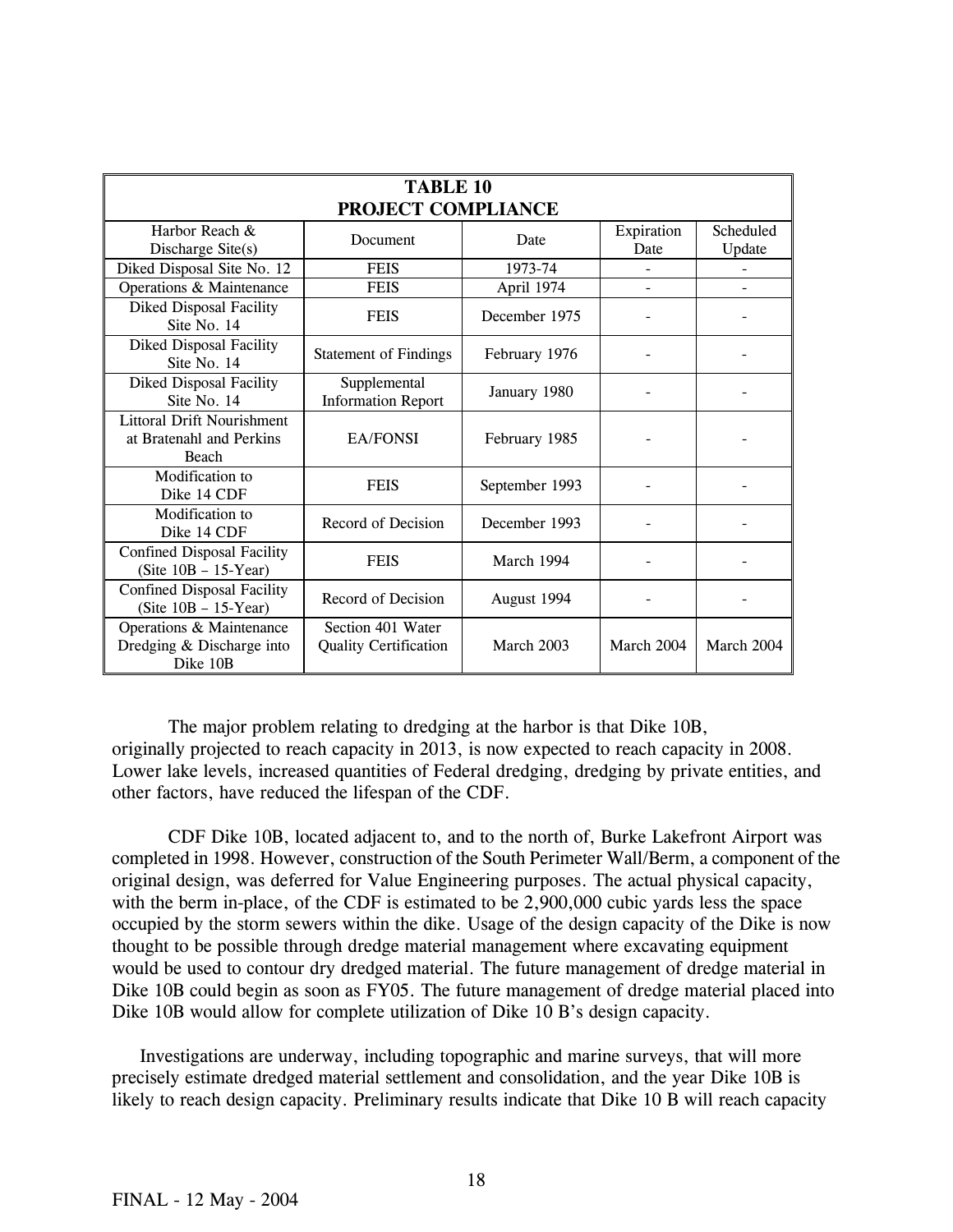| TABLE 10<br>PROJECT COMPLIANCE | | | | |
|---|---|---|---|---|
| Harbor Reach & Discharge Site(s) | Document | Date | Expiration Date | Scheduled Update |
| Diked Disposal Site No. 12 | FEIS | 1973-74 | - | - |
| Operations & Maintenance | FEIS | April 1974 | - | - |
| Diked Disposal Facility Site No. 14 | FEIS | December 1975 | - | - |
| Diked Disposal Facility Site No. 14 | Statement of Findings | February 1976 | - | - |
| Diked Disposal Facility Site No. 14 | Supplemental Information Report | January 1980 | - | - |
| Littoral Drift Nourishment at Bratenahl and Perkins Beach | EA/FONSI | February 1985 | - | - |
| Modification to Dike 14 CDF | FEIS | September 1993 | - | - |
| Modification to Dike 14 CDF | Record of Decision | December 1993 | - | - |
| Confined Disposal Facility (Site 10B – 15-Year) | FEIS | March 1994 | - | - |
| Confined Disposal Facility (Site 10B – 15-Year) | Record of Decision | August 1994 | - | - |
| Operations & Maintenance Dredging & Discharge into Dike 10B | Section 401 Water Quality Certification | March 2003 | March 2004 | March 2004 |

The major problem relating to dredging at the harbor is that Dike 10B, originally projected to reach capacity in 2013, is now expected to reach capacity in 2008. Lower lake levels, increased quantities of Federal dredging, dredging by private entities, and other factors, have reduced the lifespan of the CDF.

CDF Dike 10B, located adjacent to, and to the north of, Burke Lakefront Airport was completed in 1998. However, construction of the South Perimeter Wall/Berm, a component of the original design, was deferred for Value Engineering purposes. The actual physical capacity, with the berm in-place, of the CDF is estimated to be 2,900,000 cubic yards less the space occupied by the storm sewers within the dike. Usage of the design capacity of the Dike is now thought to be possible through dredge material management where excavating equipment would be used to contour dry dredged material. The future management of dredge material in Dike 10B could begin as soon as FY05. The future management of dredge material placed into Dike 10B would allow for complete utilization of Dike 10 B's design capacity.

Investigations are underway, including topographic and marine surveys, that will more precisely estimate dredged material settlement and consolidation, and the year Dike 10B is likely to reach design capacity. Preliminary results indicate that Dike 10 B will reach capacity

FINAL - 12 May - 2004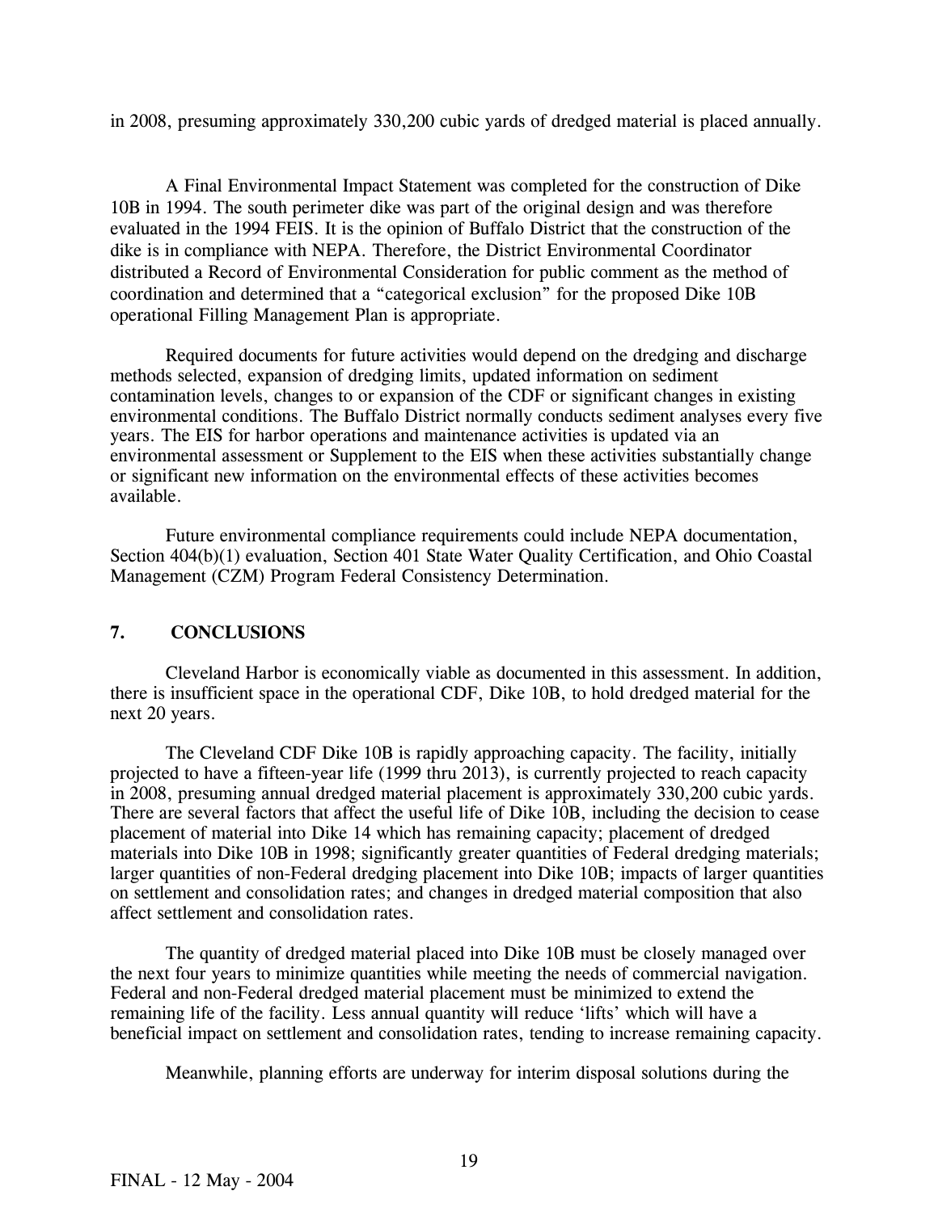in 2008, presuming approximately 330,200 cubic yards of dredged material is placed annually.

A Final Environmental Impact Statement was completed for the construction of Dike 10B in 1994. The south perimeter dike was part of the original design and was therefore evaluated in the 1994 FEIS. It is the opinion of Buffalo District that the construction of the dike is in compliance with NEPA. Therefore, the District Environmental Coordinator distributed a Record of Environmental Consideration for public comment as the method of coordination and determined that a "categorical exclusion" for the proposed Dike 10B operational Filling Management Plan is appropriate.

Required documents for future activities would depend on the dredging and discharge methods selected, expansion of dredging limits, updated information on sediment contamination levels, changes to or expansion of the CDF or significant changes in existing environmental conditions. The Buffalo District normally conducts sediment analyses every five years. The EIS for harbor operations and maintenance activities is updated via an environmental assessment or Supplement to the EIS when these activities substantially change or significant new information on the environmental effects of these activities becomes available.

Future environmental compliance requirements could include NEPA documentation, Section 404(b)(1) evaluation, Section 401 State Water Quality Certification, and Ohio Coastal Management (CZM) Program Federal Consistency Determination.

## 7. CONCLUSIONS

Cleveland Harbor is economically viable as documented in this assessment. In addition, there is insufficient space in the operational CDF, Dike 10B, to hold dredged material for the next 20 years.

The Cleveland CDF Dike 10B is rapidly approaching capacity. The facility, initially projected to have a fifteen-year life (1999 thru 2013), is currently projected to reach capacity in 2008, presuming annual dredged material placement is approximately 330,200 cubic yards. There are several factors that affect the useful life of Dike 10B, including the decision to cease placement of material into Dike 14 which has remaining capacity; placement of dredged materials into Dike 10B in 1998; significantly greater quantities of Federal dredging materials; larger quantities of non-Federal dredging placement into Dike 10B; impacts of larger quantities on settlement and consolidation rates; and changes in dredged material composition that also affect settlement and consolidation rates.

The quantity of dredged material placed into Dike 10B must be closely managed over the next four years to minimize quantities while meeting the needs of commercial navigation. Federal and non-Federal dredged material placement must be minimized to extend the remaining life of the facility. Less annual quantity will reduce 'lifts' which will have a beneficial impact on settlement and consolidation rates, tending to increase remaining capacity.

Meanwhile, planning efforts are underway for interim disposal solutions during the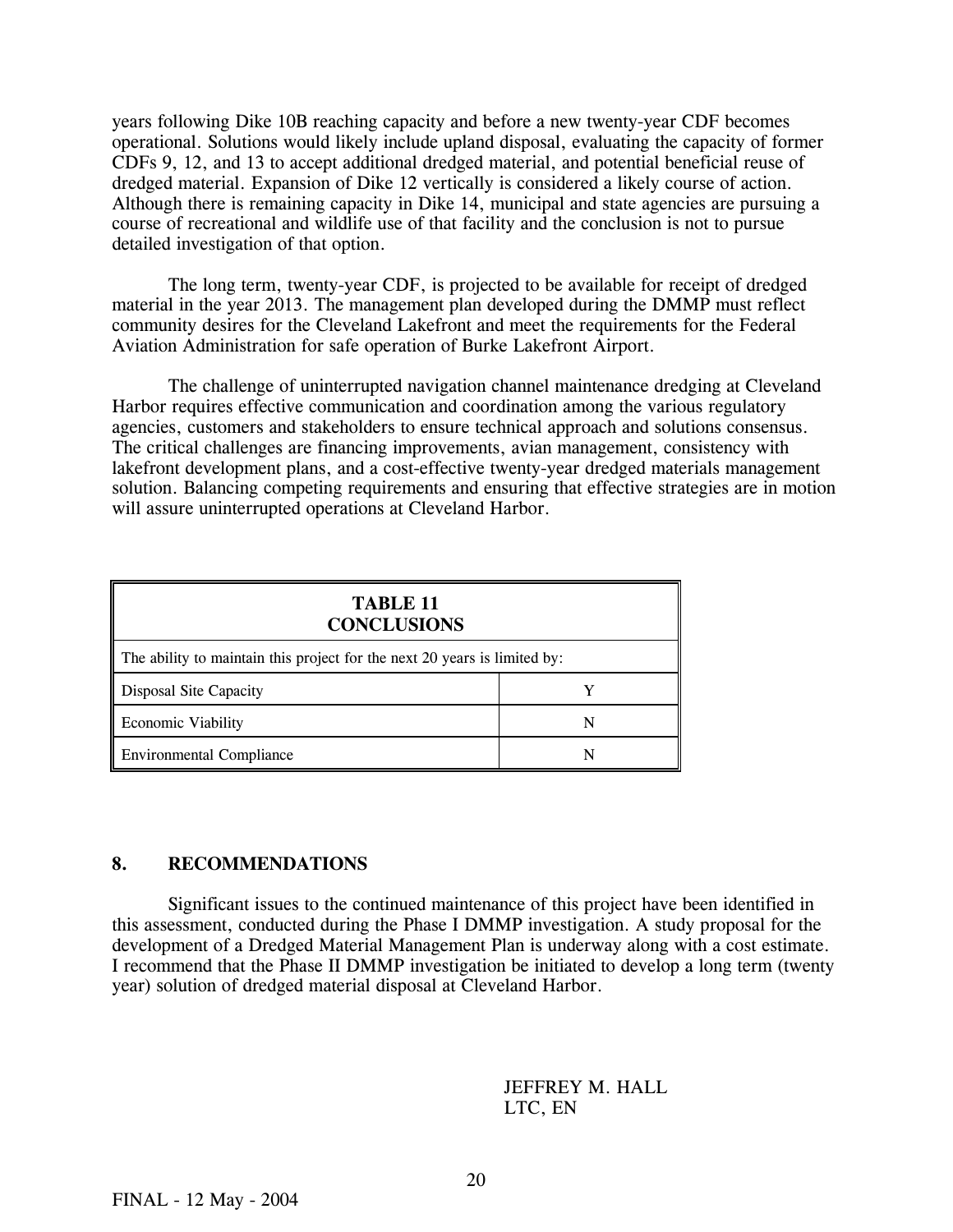years following Dike 10B reaching capacity and before a new twenty-year CDF becomes operational. Solutions would likely include upland disposal, evaluating the capacity of former CDFs 9, 12, and 13 to accept additional dredged material, and potential beneficial reuse of dredged material. Expansion of Dike 12 vertically is considered a likely course of action. Although there is remaining capacity in Dike 14, municipal and state agencies are pursuing a course of recreational and wildlife use of that facility and the conclusion is not to pursue detailed investigation of that option.

The long term, twenty-year CDF, is projected to be available for receipt of dredged material in the year 2013. The management plan developed during the DMMP must reflect community desires for the Cleveland Lakefront and meet the requirements for the Federal Aviation Administration for safe operation of Burke Lakefront Airport.

The challenge of uninterrupted navigation channel maintenance dredging at Cleveland Harbor requires effective communication and coordination among the various regulatory agencies, customers and stakeholders to ensure technical approach and solutions consensus. The critical challenges are financing improvements, avian management, consistency with lakefront development plans, and a cost-effective twenty-year dredged materials management solution. Balancing competing requirements and ensuring that effective strategies are in motion will assure uninterrupted operations at Cleveland Harbor.

**TABLE 11**
**CONCLUSIONS**

| The ability to maintain this project for the next 20 years is limited by: | |
|---|---|
| Disposal Site Capacity | Y |
| Economic Viability | N |
| Environmental Compliance | N |

## 8. RECOMMENDATIONS

Significant issues to the continued maintenance of this project have been identified in this assessment, conducted during the Phase I DMMP investigation. A study proposal for the development of a Dredged Material Management Plan is underway along with a cost estimate. I recommend that the Phase II DMMP investigation be initiated to develop a long term (twenty year) solution of dredged material disposal at Cleveland Harbor.

JEFFREY M. HALL
LTC, EN

FINAL - 12 May - 2004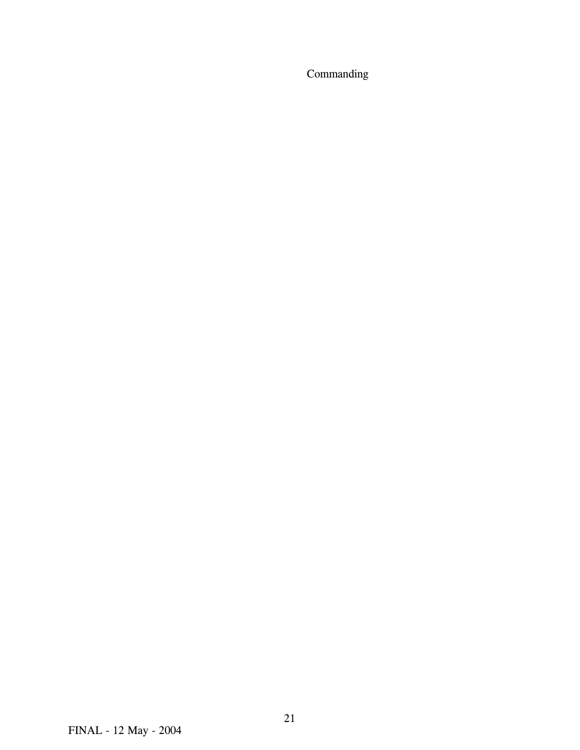Commanding